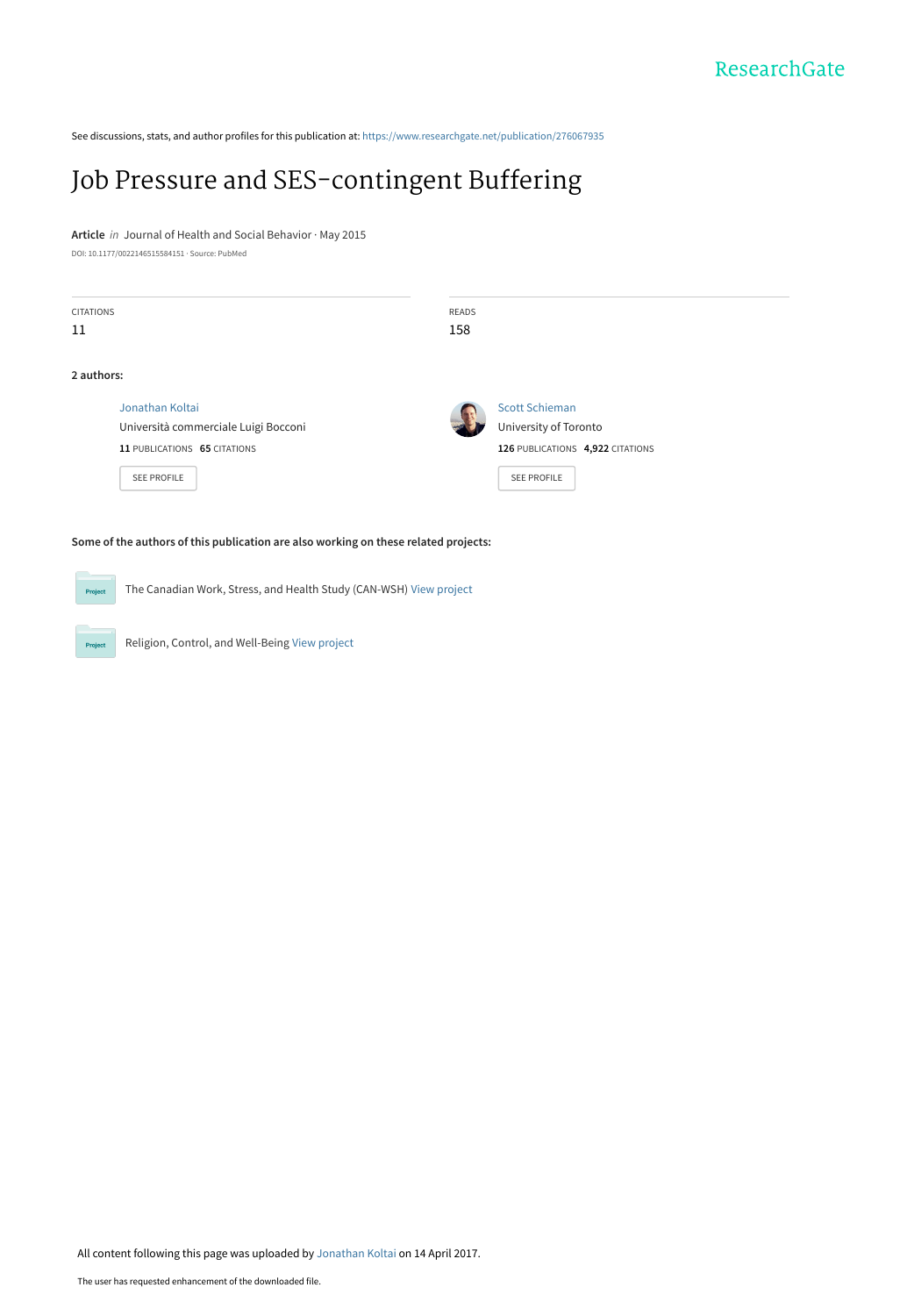See discussions, stats, and author profiles for this publication at: https://www.researchgate.net/publication/276067935

# Job Pressure and SES-contingent Buffering

**Article** *in* Journal of Health and Social Behavior · May 2015

DOI: 10.1177/0022146515584151 · Source: PubMed

| CITATIONS | READS |
|---|---|
| 11 | 158 |

**2 authors:**

Jonathan Koltai
Università commerciale Luigi Bocconi
**11** PUBLICATIONS **65** CITATIONS

SEE PROFILE

Scott Schieman
University of Toronto
**126** PUBLICATIONS **4,922** CITATIONS

SEE PROFILE

**Some of the authors of this publication are also working on these related projects:**

The Canadian Work, Stress, and Health Study (CAN-WSH) View project

Religion, Control, and Well-Being View project

All content following this page was uploaded by Jonathan Koltai on 14 April 2017.

The user has requested enhancement of the downloaded file.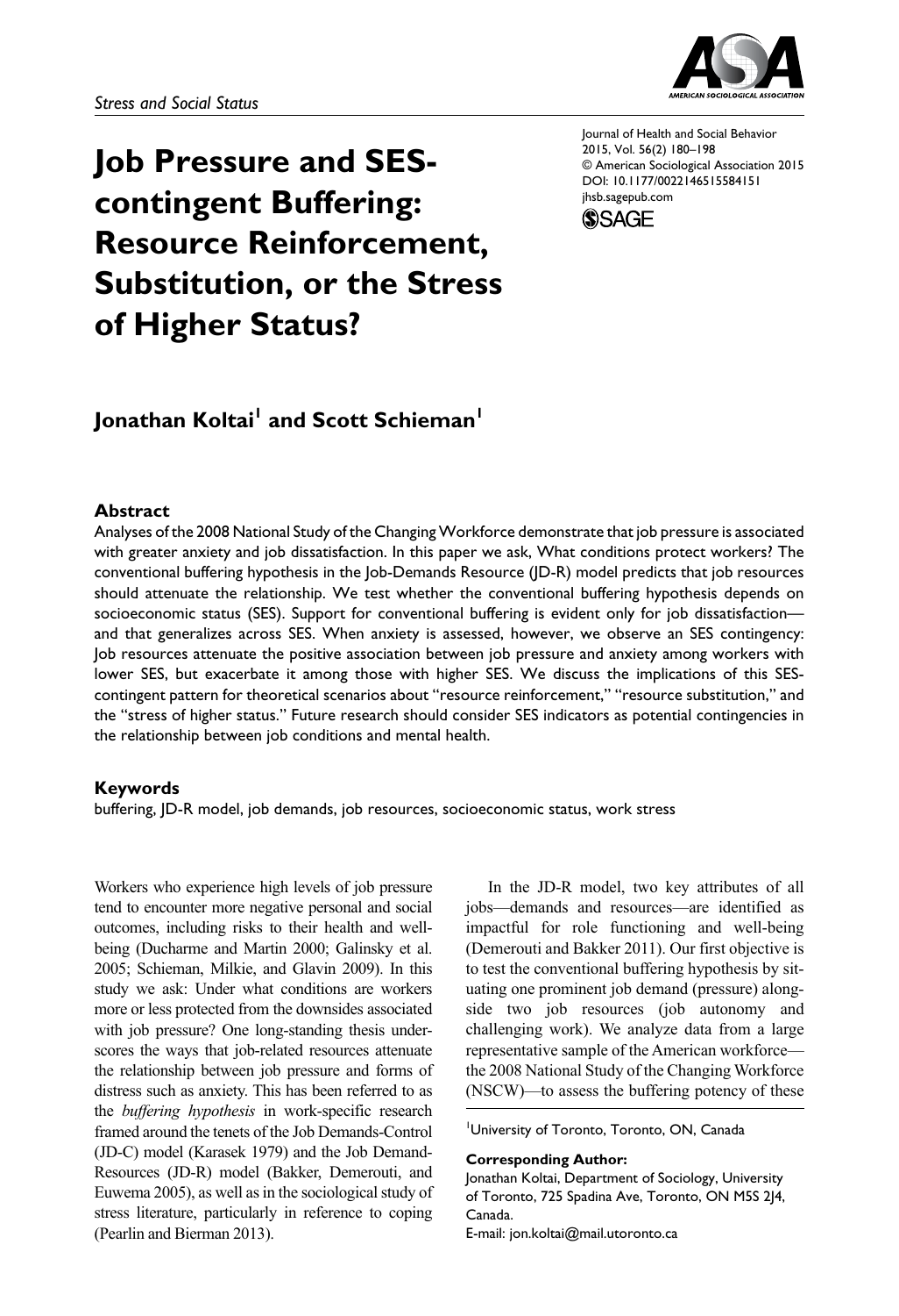# Job Pressure and SES-contingent Buffering: Resource Reinforcement, Substitution, or the Stress of Higher Status?

**Jonathan Koltai[1] and Scott Schieman[1]**

## Abstract

Analyses of the 2008 National Study of the Changing Workforce demonstrate that job pressure is associated with greater anxiety and job dissatisfaction. In this paper we ask, What conditions protect workers? The conventional buffering hypothesis in the Job-Demands Resource (JD-R) model predicts that job resources should attenuate the relationship. We test whether the conventional buffering hypothesis depends on socioeconomic status (SES). Support for conventional buffering is evident only for job dissatisfaction—and that generalizes across SES. When anxiety is assessed, however, we observe an SES contingency: Job resources attenuate the positive association between job pressure and anxiety among workers with lower SES, but exacerbate it among those with higher SES. We discuss the implications of this SES-contingent pattern for theoretical scenarios about "resource reinforcement," "resource substitution," and the "stress of higher status." Future research should consider SES indicators as potential contingencies in the relationship between job conditions and mental health.

### Keywords

buffering, JD-R model, job demands, job resources, socioeconomic status, work stress

Workers who experience high levels of job pressure tend to encounter more negative personal and social outcomes, including risks to their health and well-being (Ducharme and Martin 2000; Galinsky et al. 2005; Schieman, Milkie, and Glavin 2009). In this study we ask: Under what conditions are workers more or less protected from the downsides associated with job pressure? One long-standing thesis underscores the ways that job-related resources attenuate the relationship between job pressure and forms of distress such as anxiety. This has been referred to as the *buffering hypothesis* in work-specific research framed around the tenets of the Job Demands-Control (JD-C) model (Karasek 1979) and the Job Demand-Resources (JD-R) model (Bakker, Demerouti, and Euwema 2005), as well as in the sociological study of stress literature, particularly in reference to coping (Pearlin and Bierman 2013).

In the JD-R model, two key attributes of all jobs—demands and resources—are identified as impactful for role functioning and well-being (Demerouti and Bakker 2011). Our first objective is to test the conventional buffering hypothesis by situating one prominent job demand (pressure) alongside two job resources (job autonomy and challenging work). We analyze data from a large representative sample of the American workforce—the 2008 National Study of the Changing Workforce (NSCW)—to assess the buffering potency of these

[1]University of Toronto, Toronto, ON, Canada

**Corresponding Author:**
Jonathan Koltai, Department of Sociology, University of Toronto, 725 Spadina Ave, Toronto, ON M5S 2J4, Canada.
E-mail: jon.koltai@mail.utoronto.ca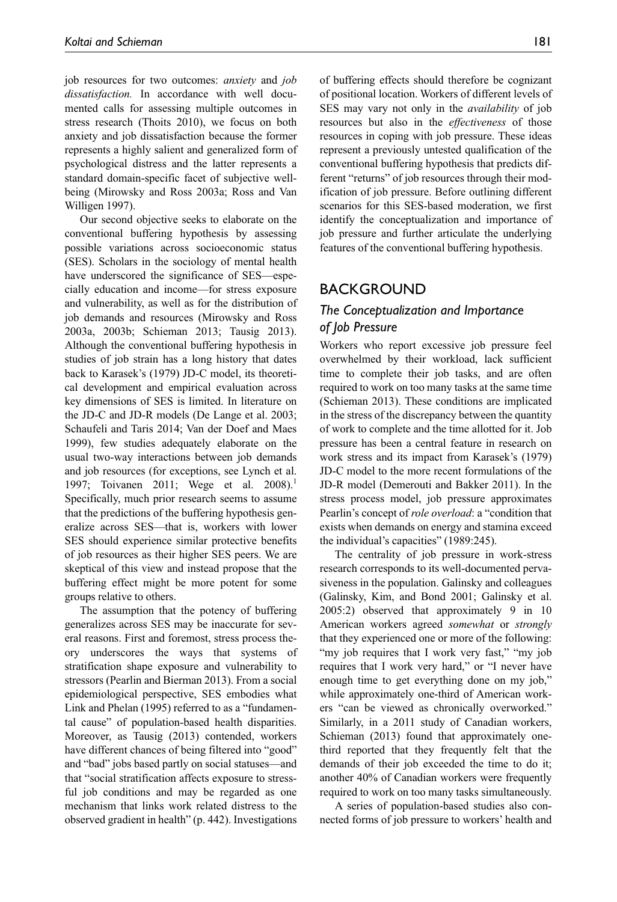job resources for two outcomes: *anxiety* and *job dissatisfaction.* In accordance with well documented calls for assessing multiple outcomes in stress research (Thoits 2010), we focus on both anxiety and job dissatisfaction because the former represents a highly salient and generalized form of psychological distress and the latter represents a standard domain-specific facet of subjective wellbeing (Mirowsky and Ross 2003a; Ross and Van Willigen 1997).

Our second objective seeks to elaborate on the conventional buffering hypothesis by assessing possible variations across socioeconomic status (SES). Scholars in the sociology of mental health have underscored the significance of SES—especially education and income—for stress exposure and vulnerability, as well as for the distribution of job demands and resources (Mirowsky and Ross 2003a, 2003b; Schieman 2013; Tausig 2013). Although the conventional buffering hypothesis in studies of job strain has a long history that dates back to Karasek's (1979) JD-C model, its theoretical development and empirical evaluation across key dimensions of SES is limited. In literature on the JD-C and JD-R models (De Lange et al. 2003; Schaufeli and Taris 2014; Van der Doef and Maes 1999), few studies adequately elaborate on the usual two-way interactions between job demands and job resources (for exceptions, see Lynch et al. 1997; Toivanen 2011; Wege et al. 2008).[1] Specifically, much prior research seems to assume that the predictions of the buffering hypothesis generalize across SES—that is, workers with lower SES should experience similar protective benefits of job resources as their higher SES peers. We are skeptical of this view and instead propose that the buffering effect might be more potent for some groups relative to others.

The assumption that the potency of buffering generalizes across SES may be inaccurate for several reasons. First and foremost, stress process theory underscores the ways that systems of stratification shape exposure and vulnerability to stressors (Pearlin and Bierman 2013). From a social epidemiological perspective, SES embodies what Link and Phelan (1995) referred to as a "fundamental cause" of population-based health disparities. Moreover, as Tausig (2013) contended, workers have different chances of being filtered into "good" and "bad" jobs based partly on social statuses—and that "social stratification affects exposure to stressful job conditions and may be regarded as one mechanism that links work related distress to the observed gradient in health" (p. 442). Investigations of buffering effects should therefore be cognizant of positional location. Workers of different levels of SES may vary not only in the *availability* of job resources but also in the *effectiveness* of those resources in coping with job pressure. These ideas represent a previously untested qualification of the conventional buffering hypothesis that predicts different "returns" of job resources through their modification of job pressure. Before outlining different scenarios for this SES-based moderation, we first identify the conceptualization and importance of job pressure and further articulate the underlying features of the conventional buffering hypothesis.

## BACKGROUND

### *The Conceptualization and Importance of Job Pressure*

Workers who report excessive job pressure feel overwhelmed by their workload, lack sufficient time to complete their job tasks, and are often required to work on too many tasks at the same time (Schieman 2013). These conditions are implicated in the stress of the discrepancy between the quantity of work to complete and the time allotted for it. Job pressure has been a central feature in research on work stress and its impact from Karasek's (1979) JD-C model to the more recent formulations of the JD-R model (Demerouti and Bakker 2011). In the stress process model, job pressure approximates Pearlin's concept of *role overload*: a "condition that exists when demands on energy and stamina exceed the individual's capacities" (1989:245).

The centrality of job pressure in work-stress research corresponds to its well-documented pervasiveness in the population. Galinsky and colleagues (Galinsky, Kim, and Bond 2001; Galinsky et al. 2005:2) observed that approximately 9 in 10 American workers agreed *somewhat* or *strongly* that they experienced one or more of the following: "my job requires that I work very fast," "my job requires that I work very hard," or "I never have enough time to get everything done on my job," while approximately one-third of American workers "can be viewed as chronically overworked." Similarly, in a 2011 study of Canadian workers, Schieman (2013) found that approximately one-third reported that they frequently felt that the demands of their job exceeded the time to do it; another 40% of Canadian workers were frequently required to work on too many tasks simultaneously.

A series of population-based studies also connected forms of job pressure to workers' health and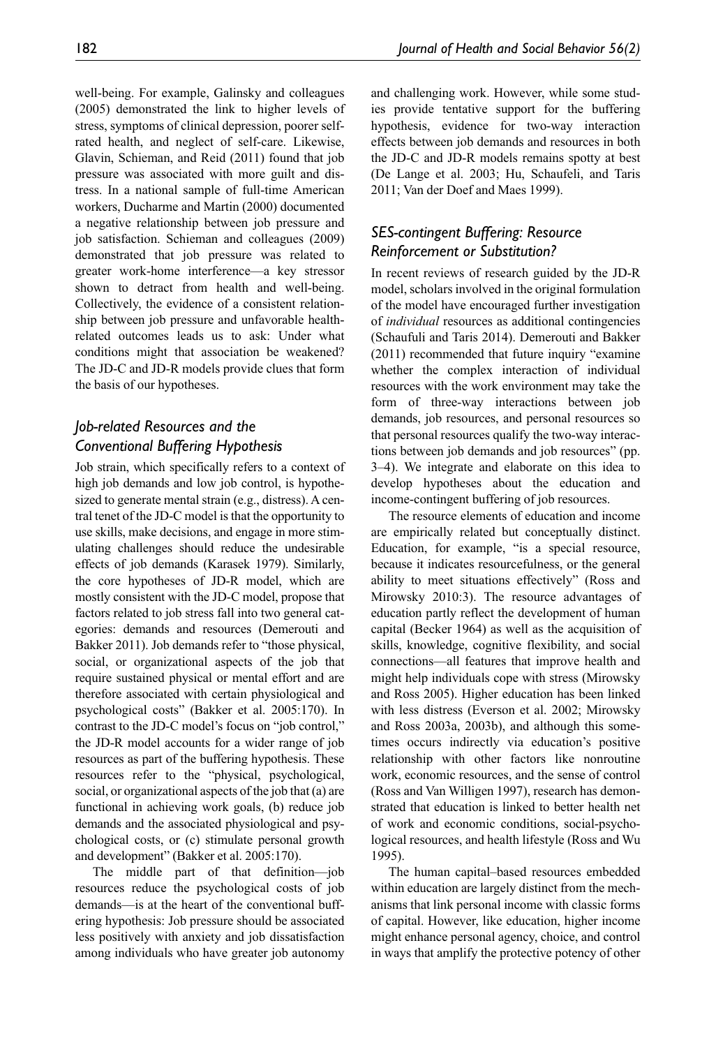well-being. For example, Galinsky and colleagues (2005) demonstrated the link to higher levels of stress, symptoms of clinical depression, poorer self-rated health, and neglect of self-care. Likewise, Glavin, Schieman, and Reid (2011) found that job pressure was associated with more guilt and distress. In a national sample of full-time American workers, Ducharme and Martin (2000) documented a negative relationship between job pressure and job satisfaction. Schieman and colleagues (2009) demonstrated that job pressure was related to greater work-home interference—a key stressor shown to detract from health and well-being. Collectively, the evidence of a consistent relationship between job pressure and unfavorable health-related outcomes leads us to ask: Under what conditions might that association be weakened? The JD-C and JD-R models provide clues that form the basis of our hypotheses.

## *Job-related Resources and the Conventional Buffering Hypothesis*

Job strain, which specifically refers to a context of high job demands and low job control, is hypothesized to generate mental strain (e.g., distress). A central tenet of the JD-C model is that the opportunity to use skills, make decisions, and engage in more stimulating challenges should reduce the undesirable effects of job demands (Karasek 1979). Similarly, the core hypotheses of JD-R model, which are mostly consistent with the JD-C model, propose that factors related to job stress fall into two general categories: demands and resources (Demerouti and Bakker 2011). Job demands refer to "those physical, social, or organizational aspects of the job that require sustained physical or mental effort and are therefore associated with certain physiological and psychological costs" (Bakker et al. 2005:170). In contrast to the JD-C model's focus on "job control," the JD-R model accounts for a wider range of job resources as part of the buffering hypothesis. These resources refer to the "physical, psychological, social, or organizational aspects of the job that (a) are functional in achieving work goals, (b) reduce job demands and the associated physiological and psychological costs, or (c) stimulate personal growth and development" (Bakker et al. 2005:170).

The middle part of that definition—job resources reduce the psychological costs of job demands—is at the heart of the conventional buffering hypothesis: Job pressure should be associated less positively with anxiety and job dissatisfaction among individuals who have greater job autonomy and challenging work. However, while some studies provide tentative support for the buffering hypothesis, evidence for two-way interaction effects between job demands and resources in both the JD-C and JD-R models remains spotty at best (De Lange et al. 2003; Hu, Schaufeli, and Taris 2011; Van der Doef and Maes 1999).

## *SES-contingent Buffering: Resource Reinforcement or Substitution?*

In recent reviews of research guided by the JD-R model, scholars involved in the original formulation of the model have encouraged further investigation of *individual* resources as additional contingencies (Schaufuli and Taris 2014). Demerouti and Bakker (2011) recommended that future inquiry "examine whether the complex interaction of individual resources with the work environment may take the form of three-way interactions between job demands, job resources, and personal resources so that personal resources qualify the two-way interactions between job demands and job resources" (pp. 3–4). We integrate and elaborate on this idea to develop hypotheses about the education and income-contingent buffering of job resources.

The resource elements of education and income are empirically related but conceptually distinct. Education, for example, "is a special resource, because it indicates resourcefulness, or the general ability to meet situations effectively" (Ross and Mirowsky 2010:3). The resource advantages of education partly reflect the development of human capital (Becker 1964) as well as the acquisition of skills, knowledge, cognitive flexibility, and social connections—all features that improve health and might help individuals cope with stress (Mirowsky and Ross 2005). Higher education has been linked with less distress (Everson et al. 2002; Mirowsky and Ross 2003a, 2003b), and although this sometimes occurs indirectly via education's positive relationship with other factors like nonroutine work, economic resources, and the sense of control (Ross and Van Willigen 1997), research has demonstrated that education is linked to better health net of work and economic conditions, social-psychological resources, and health lifestyle (Ross and Wu 1995).

The human capital–based resources embedded within education are largely distinct from the mechanisms that link personal income with classic forms of capital. However, like education, higher income might enhance personal agency, choice, and control in ways that amplify the protective potency of other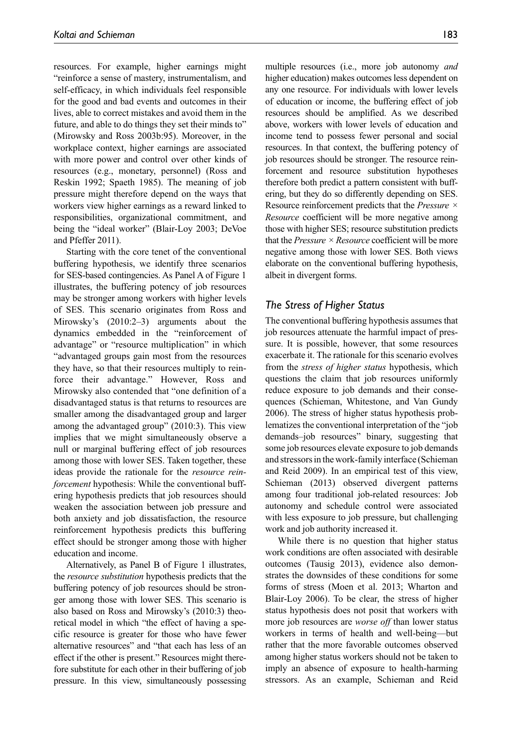resources. For example, higher earnings might "reinforce a sense of mastery, instrumentalism, and self-efficacy, in which individuals feel responsible for the good and bad events and outcomes in their lives, able to correct mistakes and avoid them in the future, and able to do things they set their minds to" (Mirowsky and Ross 2003b:95). Moreover, in the workplace context, higher earnings are associated with more power and control over other kinds of resources (e.g., monetary, personnel) (Ross and Reskin 1992; Spaeth 1985). The meaning of job pressure might therefore depend on the ways that workers view higher earnings as a reward linked to responsibilities, organizational commitment, and being the "ideal worker" (Blair-Loy 2003; DeVoe and Pfeffer 2011).

Starting with the core tenet of the conventional buffering hypothesis, we identify three scenarios for SES-based contingencies. As Panel A of Figure 1 illustrates, the buffering potency of job resources may be stronger among workers with higher levels of SES. This scenario originates from Ross and Mirowsky's (2010:2–3) arguments about the dynamics embedded in the "reinforcement of advantage" or "resource multiplication" in which "advantaged groups gain most from the resources they have, so that their resources multiply to reinforce their advantage." However, Ross and Mirowsky also contended that "one definition of a disadvantaged status is that returns to resources are smaller among the disadvantaged group and larger among the advantaged group" (2010:3). This view implies that we might simultaneously observe a null or marginal buffering effect of job resources among those with lower SES. Taken together, these ideas provide the rationale for the *resource reinforcement* hypothesis: While the conventional buffering hypothesis predicts that job resources should weaken the association between job pressure and both anxiety and job dissatisfaction, the resource reinforcement hypothesis predicts this buffering effect should be stronger among those with higher education and income.

Alternatively, as Panel B of Figure 1 illustrates, the *resource substitution* hypothesis predicts that the buffering potency of job resources should be stronger among those with lower SES. This scenario is also based on Ross and Mirowsky's (2010:3) theoretical model in which "the effect of having a specific resource is greater for those who have fewer alternative resources" and "that each has less of an effect if the other is present." Resources might therefore substitute for each other in their buffering of job pressure. In this view, simultaneously possessing multiple resources (i.e., more job autonomy *and* higher education) makes outcomes less dependent on any one resource. For individuals with lower levels of education or income, the buffering effect of job resources should be amplified. As we described above, workers with lower levels of education and income tend to possess fewer personal and social resources. In that context, the buffering potency of job resources should be stronger. The resource reinforcement and resource substitution hypotheses therefore both predict a pattern consistent with buffering, but they do so differently depending on SES. Resource reinforcement predicts that the *Pressure × Resource* coefficient will be more negative among those with higher SES; resource substitution predicts that the *Pressure × Resource* coefficient will be more negative among those with lower SES. Both views elaborate on the conventional buffering hypothesis, albeit in divergent forms.

## The Stress of Higher Status

The conventional buffering hypothesis assumes that job resources attenuate the harmful impact of pressure. It is possible, however, that some resources exacerbate it. The rationale for this scenario evolves from the *stress of higher status* hypothesis, which questions the claim that job resources uniformly reduce exposure to job demands and their consequences (Schieman, Whitestone, and Van Gundy 2006). The stress of higher status hypothesis problematizes the conventional interpretation of the "job demands–job resources" binary, suggesting that some job resources elevate exposure to job demands and stressors in the work-family interface (Schieman and Reid 2009). In an empirical test of this view, Schieman (2013) observed divergent patterns among four traditional job-related resources: Job autonomy and schedule control were associated with less exposure to job pressure, but challenging work and job authority increased it.

While there is no question that higher status work conditions are often associated with desirable outcomes (Tausig 2013), evidence also demonstrates the downsides of these conditions for some forms of stress (Moen et al. 2013; Wharton and Blair-Loy 2006). To be clear, the stress of higher status hypothesis does not posit that workers with more job resources are *worse off* than lower status workers in terms of health and well-being—but rather that the more favorable outcomes observed among higher status workers should not be taken to imply an absence of exposure to health-harming stressors. As an example, Schieman and Reid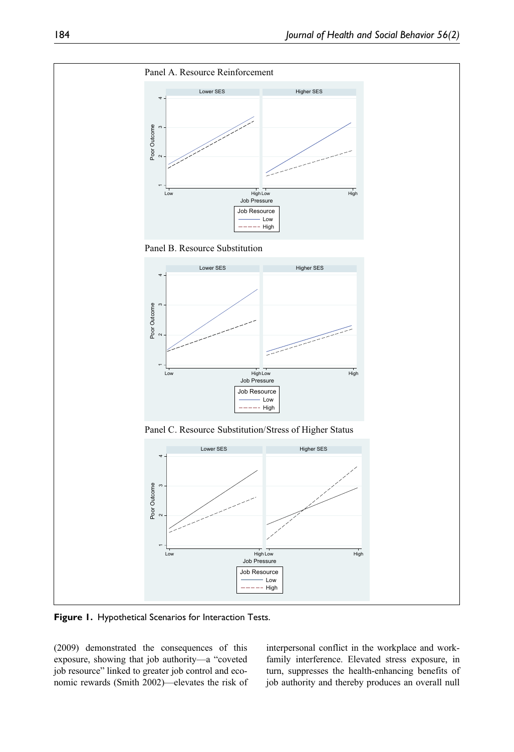Figure 1. Hypothetical Scenarios for Interaction Tests.

(2009) demonstrated the consequences of this exposure, showing that job authority—a "coveted job resource" linked to greater job control and economic rewards (Smith 2002)—elevates the risk of interpersonal conflict in the workplace and work-family interference. Elevated stress exposure, in turn, suppresses the health-enhancing benefits of job authority and thereby produces an overall null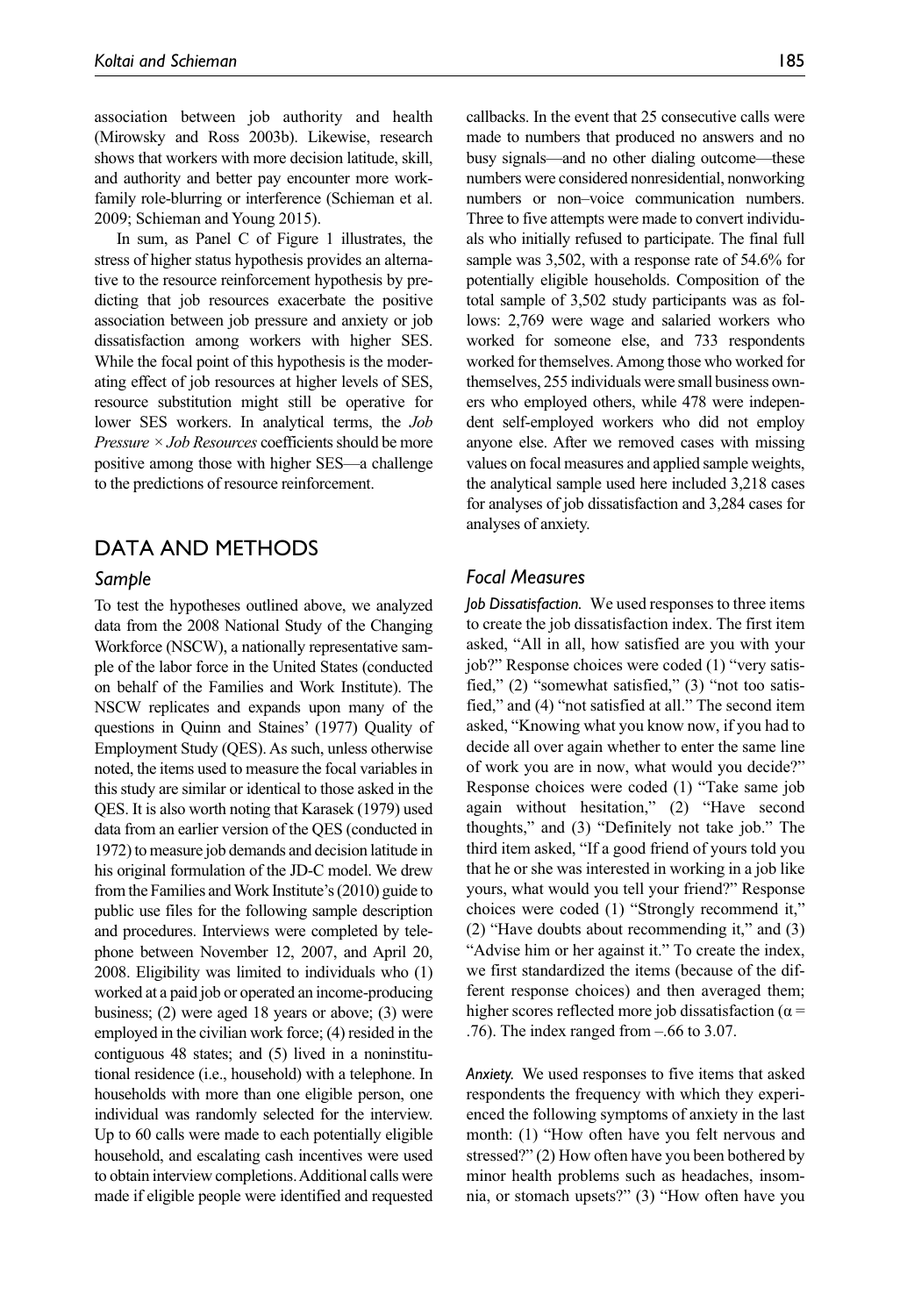association between job authority and health (Mirowsky and Ross 2003b). Likewise, research shows that workers with more decision latitude, skill, and authority and better pay encounter more work-family role-blurring or interference (Schieman et al. 2009; Schieman and Young 2015).

In sum, as Panel C of Figure 1 illustrates, the stress of higher status hypothesis provides an alternative to the resource reinforcement hypothesis by predicting that job resources exacerbate the positive association between job pressure and anxiety or job dissatisfaction among workers with higher SES. While the focal point of this hypothesis is the moderating effect of job resources at higher levels of SES, resource substitution might still be operative for lower SES workers. In analytical terms, the *Job Pressure × Job Resources* coefficients should be more positive among those with higher SES—a challenge to the predictions of resource reinforcement.

## DATA AND METHODS

### *Sample*

To test the hypotheses outlined above, we analyzed data from the 2008 National Study of the Changing Workforce (NSCW), a nationally representative sample of the labor force in the United States (conducted on behalf of the Families and Work Institute). The NSCW replicates and expands upon many of the questions in Quinn and Staines' (1977) Quality of Employment Study (QES). As such, unless otherwise noted, the items used to measure the focal variables in this study are similar or identical to those asked in the QES. It is also worth noting that Karasek (1979) used data from an earlier version of the QES (conducted in 1972) to measure job demands and decision latitude in his original formulation of the JD-C model. We drew from the Families and Work Institute's (2010) guide to public use files for the following sample description and procedures. Interviews were completed by telephone between November 12, 2007, and April 20, 2008. Eligibility was limited to individuals who (1) worked at a paid job or operated an income-producing business; (2) were aged 18 years or above; (3) were employed in the civilian work force; (4) resided in the contiguous 48 states; and (5) lived in a noninstitutional residence (i.e., household) with a telephone. In households with more than one eligible person, one individual was randomly selected for the interview. Up to 60 calls were made to each potentially eligible household, and escalating cash incentives were used to obtain interview completions. Additional calls were made if eligible people were identified and requested callbacks. In the event that 25 consecutive calls were made to numbers that produced no answers and no busy signals—and no other dialing outcome—these numbers were considered nonresidential, nonworking numbers or non–voice communication numbers. Three to five attempts were made to convert individuals who initially refused to participate. The final full sample was 3,502, with a response rate of 54.6% for potentially eligible households. Composition of the total sample of 3,502 study participants was as follows: 2,769 were wage and salaried workers who worked for someone else, and 733 respondents worked for themselves. Among those who worked for themselves, 255 individuals were small business owners who employed others, while 478 were independent self-employed workers who did not employ anyone else. After we removed cases with missing values on focal measures and applied sample weights, the analytical sample used here included 3,218 cases for analyses of job dissatisfaction and 3,284 cases for analyses of anxiety.

### *Focal Measures*

***Job Dissatisfaction.*** We used responses to three items to create the job dissatisfaction index. The first item asked, "All in all, how satisfied are you with your job?" Response choices were coded (1) "very satisfied," (2) "somewhat satisfied," (3) "not too satisfied," and (4) "not satisfied at all." The second item asked, "Knowing what you know now, if you had to decide all over again whether to enter the same line of work you are in now, what would you decide?" Response choices were coded (1) "Take same job again without hesitation," (2) "Have second thoughts," and (3) "Definitely not take job." The third item asked, "If a good friend of yours told you that he or she was interested in working in a job like yours, what would you tell your friend?" Response choices were coded (1) "Strongly recommend it," (2) "Have doubts about recommending it," and (3) "Advise him or her against it." To create the index, we first standardized the items (because of the different response choices) and then averaged them; higher scores reflected more job dissatisfaction ($\alpha$ = .76). The index ranged from –.66 to 3.07.

***Anxiety.*** We used responses to five items that asked respondents the frequency with which they experienced the following symptoms of anxiety in the last month: (1) "How often have you felt nervous and stressed?" (2) How often have you been bothered by minor health problems such as headaches, insomnia, or stomach upsets?" (3) "How often have you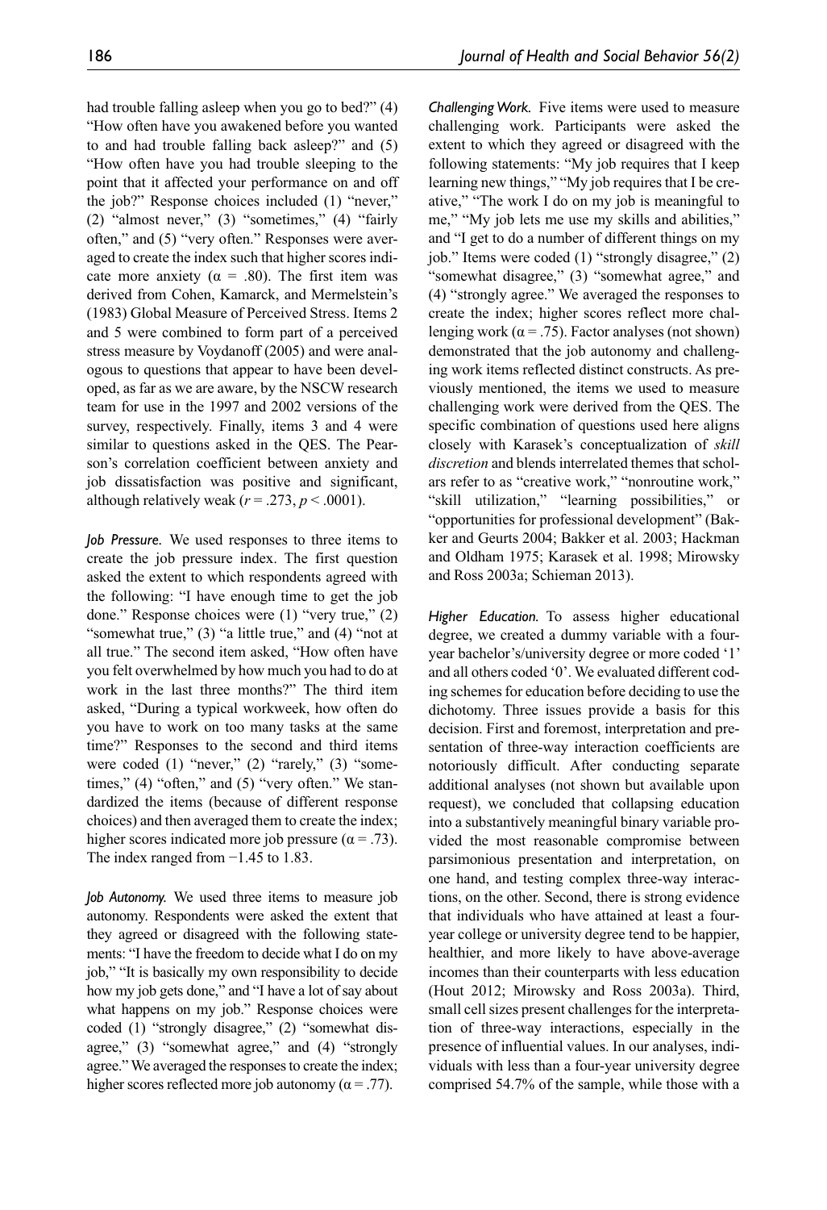had trouble falling asleep when you go to bed?" (4) "How often have you awakened before you wanted to and had trouble falling back asleep?" and (5) "How often have you had trouble sleeping to the point that it affected your performance on and off the job?" Response choices included (1) "never," (2) "almost never," (3) "sometimes," (4) "fairly often," and (5) "very often." Responses were averaged to create the index such that higher scores indicate more anxiety ($\alpha$ = .80). The first item was derived from Cohen, Kamarck, and Mermelstein's (1983) Global Measure of Perceived Stress. Items 2 and 5 were combined to form part of a perceived stress measure by Voydanoff (2005) and were analogous to questions that appear to have been developed, as far as we are aware, by the NSCW research team for use in the 1997 and 2002 versions of the survey, respectively. Finally, items 3 and 4 were similar to questions asked in the QES. The Pearson's correlation coefficient between anxiety and job dissatisfaction was positive and significant, although relatively weak ($r$ = .273, $p$ < .0001).

*Job Pressure.* We used responses to three items to create the job pressure index. The first question asked the extent to which respondents agreed with the following: "I have enough time to get the job done." Response choices were (1) "very true," (2) "somewhat true," (3) "a little true," and (4) "not at all true." The second item asked, "How often have you felt overwhelmed by how much you had to do at work in the last three months?" The third item asked, "During a typical workweek, how often do you have to work on too many tasks at the same time?" Responses to the second and third items were coded (1) "never," (2) "rarely," (3) "sometimes," (4) "often," and (5) "very often." We standardized the items (because of different response choices) and then averaged them to create the index; higher scores indicated more job pressure ($\alpha$ = .73). The index ranged from −1.45 to 1.83.

*Job Autonomy.* We used three items to measure job autonomy. Respondents were asked the extent that they agreed or disagreed with the following statements: "I have the freedom to decide what I do on my job," "It is basically my own responsibility to decide how my job gets done," and "I have a lot of say about what happens on my job." Response choices were coded (1) "strongly disagree," (2) "somewhat disagree," (3) "somewhat agree," and (4) "strongly agree." We averaged the responses to create the index; higher scores reflected more job autonomy ($\alpha$ = .77).

*Challenging Work.* Five items were used to measure challenging work. Participants were asked the extent to which they agreed or disagreed with the following statements: "My job requires that I keep learning new things," "My job requires that I be creative," "The work I do on my job is meaningful to me," "My job lets me use my skills and abilities," and "I get to do a number of different things on my job." Items were coded (1) "strongly disagree," (2) "somewhat disagree," (3) "somewhat agree," and (4) "strongly agree." We averaged the responses to create the index; higher scores reflect more challenging work ($\alpha$ = .75). Factor analyses (not shown) demonstrated that the job autonomy and challenging work items reflected distinct constructs. As previously mentioned, the items we used to measure challenging work were derived from the QES. The specific combination of questions used here aligns closely with Karasek's conceptualization of *skill discretion* and blends interrelated themes that scholars refer to as "creative work," "nonroutine work," "skill utilization," "learning possibilities," or "opportunities for professional development" (Bakker and Geurts 2004; Bakker et al. 2003; Hackman and Oldham 1975; Karasek et al. 1998; Mirowsky and Ross 2003a; Schieman 2013).

*Higher Education.* To assess higher educational degree, we created a dummy variable with a four-year bachelor's/university degree or more coded '1' and all others coded '0'. We evaluated different coding schemes for education before deciding to use the dichotomy. Three issues provide a basis for this decision. First and foremost, interpretation and presentation of three-way interaction coefficients are notoriously difficult. After conducting separate additional analyses (not shown but available upon request), we concluded that collapsing education into a substantively meaningful binary variable provided the most reasonable compromise between parsimonious presentation and interpretation, on one hand, and testing complex three-way interactions, on the other. Second, there is strong evidence that individuals who have attained at least a four-year college or university degree tend to be happier, healthier, and more likely to have above-average incomes than their counterparts with less education (Hout 2012; Mirowsky and Ross 2003a). Third, small cell sizes present challenges for the interpretation of three-way interactions, especially in the presence of influential values. In our analyses, individuals with less than a four-year university degree comprised 54.7% of the sample, while those with a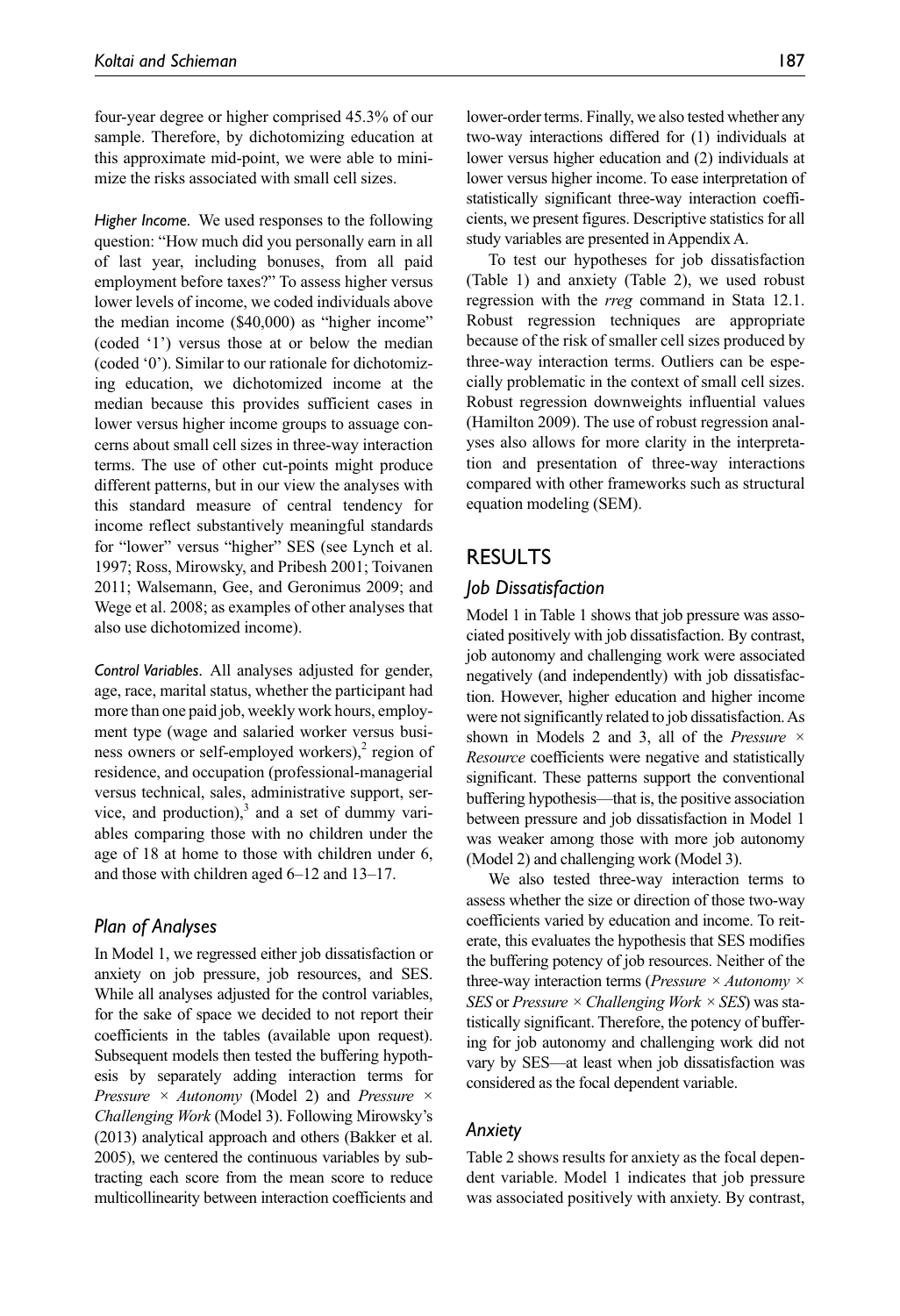four-year degree or higher comprised 45.3% of our sample. Therefore, by dichotomizing education at this approximate mid-point, we were able to minimize the risks associated with small cell sizes.

*Higher Income.* We used responses to the following question: "How much did you personally earn in all of last year, including bonuses, from all paid employment before taxes?" To assess higher versus lower levels of income, we coded individuals above the median income ($40,000) as "higher income" (coded '1') versus those at or below the median (coded '0'). Similar to our rationale for dichotomizing education, we dichotomized income at the median because this provides sufficient cases in lower versus higher income groups to assuage concerns about small cell sizes in three-way interaction terms. The use of other cut-points might produce different patterns, but in our view the analyses with this standard measure of central tendency for income reflect substantively meaningful standards for "lower" versus "higher" SES (see Lynch et al. 1997; Ross, Mirowsky, and Pribesh 2001; Toivanen 2011; Walsemann, Gee, and Geronimus 2009; and Wege et al. 2008; as examples of other analyses that also use dichotomized income).

*Control Variables.* All analyses adjusted for gender, age, race, marital status, whether the participant had more than one paid job, weekly work hours, employment type (wage and salaried worker versus business owners or self-employed workers),[2] region of residence, and occupation (professional-managerial versus technical, sales, administrative support, service, and production),[3] and a set of dummy variables comparing those with no children under the age of 18 at home to those with children under 6, and those with children aged 6–12 and 13–17.

### Plan of Analyses

In Model 1, we regressed either job dissatisfaction or anxiety on job pressure, job resources, and SES. While all analyses adjusted for the control variables, for the sake of space we decided to not report their coefficients in the tables (available upon request). Subsequent models then tested the buffering hypothesis by separately adding interaction terms for *Pressure × Autonomy* (Model 2) and *Pressure × Challenging Work* (Model 3). Following Mirowsky's (2013) analytical approach and others (Bakker et al. 2005), we centered the continuous variables by subtracting each score from the mean score to reduce multicollinearity between interaction coefficients and lower-order terms. Finally, we also tested whether any two-way interactions differed for (1) individuals at lower versus higher education and (2) individuals at lower versus higher income. To ease interpretation of statistically significant three-way interaction coefficients, we present figures. Descriptive statistics for all study variables are presented in Appendix A.

To test our hypotheses for job dissatisfaction (Table 1) and anxiety (Table 2), we used robust regression with the *rreg* command in Stata 12.1. Robust regression techniques are appropriate because of the risk of smaller cell sizes produced by three-way interaction terms. Outliers can be especially problematic in the context of small cell sizes. Robust regression downweights influential values (Hamilton 2009). The use of robust regression analyses also allows for more clarity in the interpretation and presentation of three-way interactions compared with other frameworks such as structural equation modeling (SEM).

## RESULTS

### Job Dissatisfaction

Model 1 in Table 1 shows that job pressure was associated positively with job dissatisfaction. By contrast, job autonomy and challenging work were associated negatively (and independently) with job dissatisfaction. However, higher education and higher income were not significantly related to job dissatisfaction. As shown in Models 2 and 3, all of the *Pressure × Resource* coefficients were negative and statistically significant. These patterns support the conventional buffering hypothesis—that is, the positive association between pressure and job dissatisfaction in Model 1 was weaker among those with more job autonomy (Model 2) and challenging work (Model 3).

We also tested three-way interaction terms to assess whether the size or direction of those two-way coefficients varied by education and income. To reiterate, this evaluates the hypothesis that SES modifies the buffering potency of job resources. Neither of the three-way interaction terms (*Pressure × Autonomy × SES* or *Pressure × Challenging Work × SES*) was statistically significant. Therefore, the potency of buffering for job autonomy and challenging work did not vary by SES—at least when job dissatisfaction was considered as the focal dependent variable.

### Anxiety

Table 2 shows results for anxiety as the focal dependent variable. Model 1 indicates that job pressure was associated positively with anxiety. By contrast,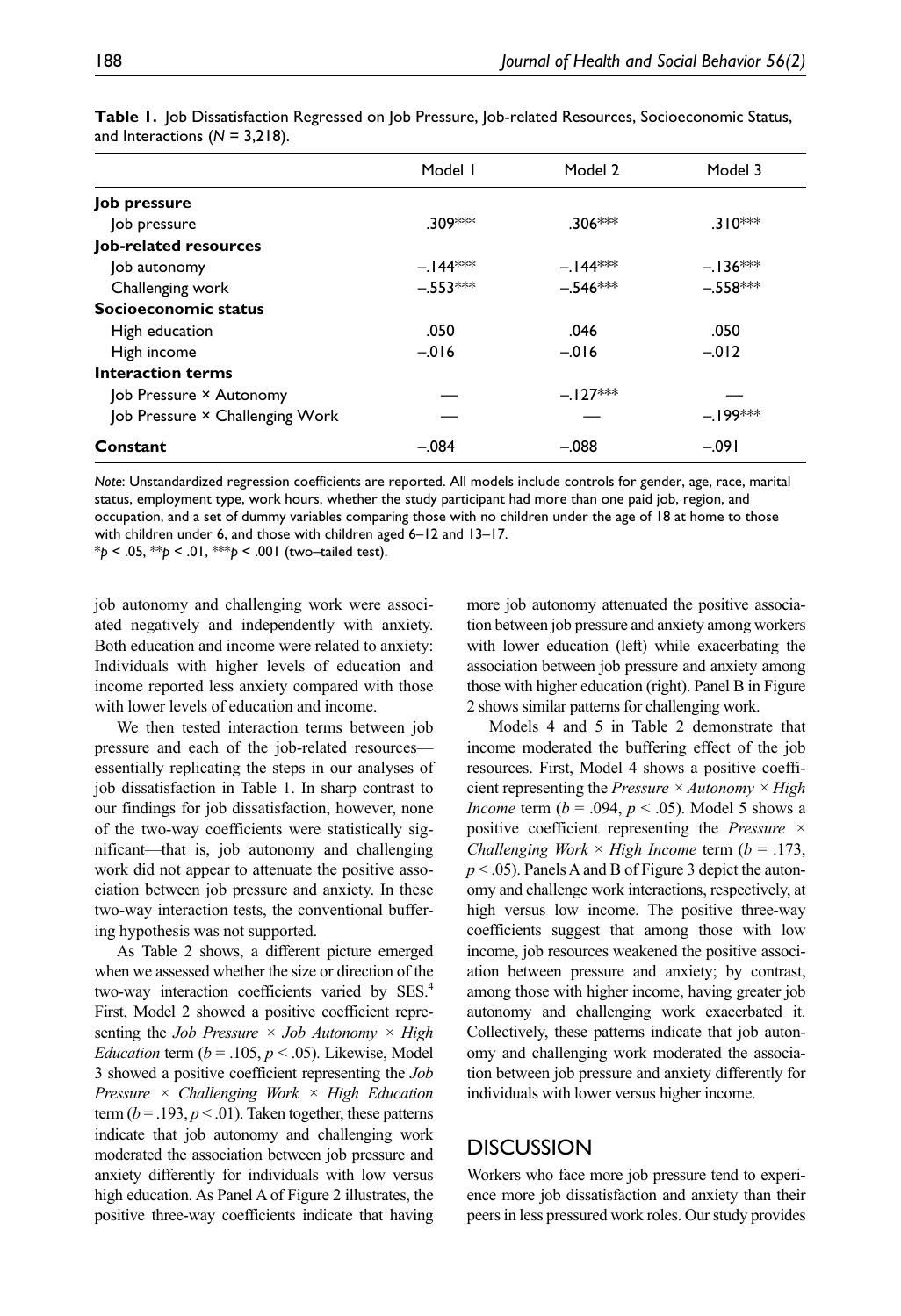**Table 1.** Job Dissatisfaction Regressed on Job Pressure, Job-related Resources, Socioeconomic Status, and Interactions ($N$ = 3,218).

| | Model 1 | Model 2 | Model 3 |
|---|---|---|---|
| **Job pressure** | | | |
| Job pressure | .309*** | .306*** | .310*** |
| **Job-related resources** | | | |
| Job autonomy | –.144*** | –.144*** | –.136*** |
| Challenging work | –.553*** | –.546*** | –.558*** |
| **Socioeconomic status** | | | |
| High education | .050 | .046 | .050 |
| High income | –.016 | –.016 | –.012 |
| **Interaction terms** | | | |
| Job Pressure × Autonomy | — | –.127*** | — |
| Job Pressure × Challenging Work | — | — | –.199*** |
| **Constant** | –.084 | –.088 | –.091 |

*Note*: Unstandardized regression coefficients are reported. All models include controls for gender, age, race, marital status, employment type, work hours, whether the study participant had more than one paid job, region, and occupation, and a set of dummy variables comparing those with no children under the age of 18 at home to those with children under 6, and those with children aged 6–12 and 13–17.

*$p$ < .05, **$p$ < .01, ***$p$ < .001 (two–tailed test).

job autonomy and challenging work were associated negatively and independently with anxiety. Both education and income were related to anxiety: Individuals with higher levels of education and income reported less anxiety compared with those with lower levels of education and income.

We then tested interaction terms between job pressure and each of the job-related resources—essentially replicating the steps in our analyses of job dissatisfaction in Table 1. In sharp contrast to our findings for job dissatisfaction, however, none of the two-way coefficients were statistically significant—that is, job autonomy and challenging work did not appear to attenuate the positive association between job pressure and anxiety. In these two-way interaction tests, the conventional buffering hypothesis was not supported.

As Table 2 shows, a different picture emerged when we assessed whether the size or direction of the two-way interaction coefficients varied by SES.[4] First, Model 2 showed a positive coefficient representing the *Job Pressure × Job Autonomy × High Education* term ($b$ = .105, $p$ < .05). Likewise, Model 3 showed a positive coefficient representing the *Job Pressure × Challenging Work × High Education* term ($b$ = .193, $p$ < .01). Taken together, these patterns indicate that job autonomy and challenging work moderated the association between job pressure and anxiety differently for individuals with low versus high education. As Panel A of Figure 2 illustrates, the positive three-way coefficients indicate that having more job autonomy attenuated the positive association between job pressure and anxiety among workers with lower education (left) while exacerbating the association between job pressure and anxiety among those with higher education (right). Panel B in Figure 2 shows similar patterns for challenging work.

Models 4 and 5 in Table 2 demonstrate that income moderated the buffering effect of the job resources. First, Model 4 shows a positive coefficient representing the *Pressure × Autonomy × High Income* term ($b$ = .094, $p$ < .05). Model 5 shows a positive coefficient representing the *Pressure × Challenging Work × High Income* term ($b$ = .173, $p$ < .05). Panels A and B of Figure 3 depict the autonomy and challenge work interactions, respectively, at high versus low income. The positive three-way coefficients suggest that among those with low income, job resources weakened the positive association between pressure and anxiety; by contrast, among those with higher income, having greater job autonomy and challenging work exacerbated it. Collectively, these patterns indicate that job autonomy and challenging work moderated the association between job pressure and anxiety differently for individuals with lower versus higher income.

## DISCUSSION

Workers who face more job pressure tend to experience more job dissatisfaction and anxiety than their peers in less pressured work roles. Our study provides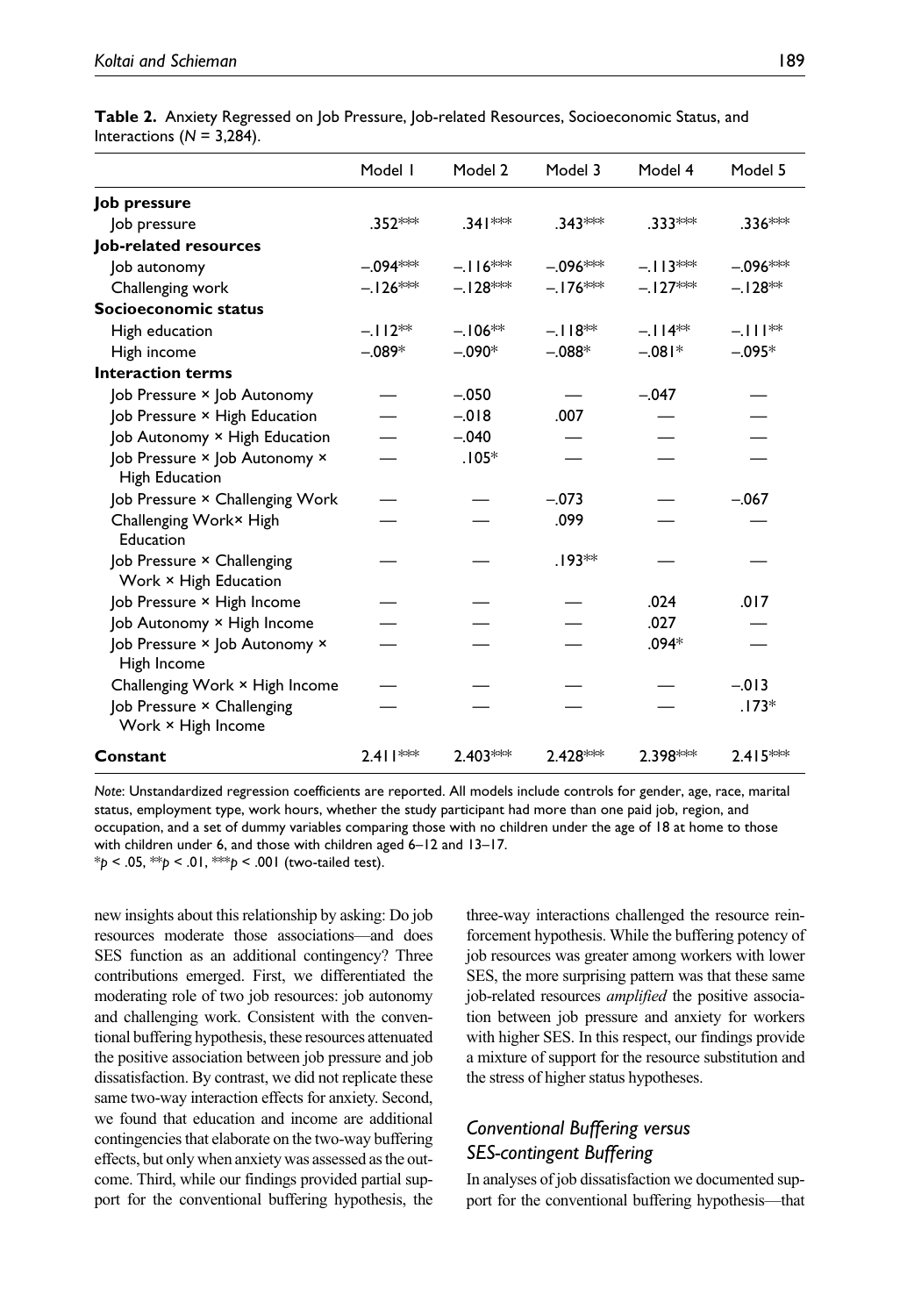**Table 2.** Anxiety Regressed on Job Pressure, Job-related Resources, Socioeconomic Status, and Interactions (*N* = 3,284).

| | Model 1 | Model 2 | Model 3 | Model 4 | Model 5 |
|---|---|---|---|---|---|
| **Job pressure** | | | | | |
| Job pressure | .352*** | .341*** | .343*** | .333*** | .336*** |
| **Job-related resources** | | | | | |
| Job autonomy | –.094*** | –.116*** | –.096*** | –.113*** | –.096*** |
| Challenging work | –.126*** | –.128*** | –.176*** | –.127*** | –.128** |
| **Socioeconomic status** | | | | | |
| High education | –.112** | –.106** | –.118** | –.114** | –.111** |
| High income | –.089* | –.090* | –.088* | –.081* | –.095* |
| **Interaction terms** | | | | | |
| Job Pressure × Job Autonomy | — | –.050 | — | –.047 | — |
| Job Pressure × High Education | — | –.018 | .007 | — | — |
| Job Autonomy × High Education | — | –.040 | — | — | — |
| Job Pressure × Job Autonomy × High Education | — | .105* | — | — | — |
| Job Pressure × Challenging Work | — | — | –.073 | — | –.067 |
| Challenging Work× High Education | — | — | .099 | — | — |
| Job Pressure × Challenging Work × High Education | — | — | .193** | — | — |
| Job Pressure × High Income | — | — | — | .024 | .017 |
| Job Autonomy × High Income | — | — | — | .027 | — |
| Job Pressure × Job Autonomy × High Income | — | — | — | .094* | — |
| Challenging Work × High Income | — | — | — | — | –.013 |
| Job Pressure × Challenging Work × High Income | — | — | — | — | .173* |
| **Constant** | 2.411*** | 2.403*** | 2.428*** | 2.398*** | 2.415*** |

*Note*: Unstandardized regression coefficients are reported. All models include controls for gender, age, race, marital status, employment type, work hours, whether the study participant had more than one paid job, region, and occupation, and a set of dummy variables comparing those with no children under the age of 18 at home to those with children under 6, and those with children aged 6–12 and 13–17.
*$p$ < .05, **$p$ < .01, ***$p$ < .001 (two-tailed test).

new insights about this relationship by asking: Do job resources moderate those associations—and does SES function as an additional contingency? Three contributions emerged. First, we differentiated the moderating role of two job resources: job autonomy and challenging work. Consistent with the conventional buffering hypothesis, these resources attenuated the positive association between job pressure and job dissatisfaction. By contrast, we did not replicate these same two-way interaction effects for anxiety. Second, we found that education and income are additional contingencies that elaborate on the two-way buffering effects, but only when anxiety was assessed as the outcome. Third, while our findings provided partial support for the conventional buffering hypothesis, the three-way interactions challenged the resource reinforcement hypothesis. While the buffering potency of job resources was greater among workers with lower SES, the more surprising pattern was that these same job-related resources *amplified* the positive association between job pressure and anxiety for workers with higher SES. In this respect, our findings provide a mixture of support for the resource substitution and the stress of higher status hypotheses.

### *Conventional Buffering versus SES-contingent Buffering*

In analyses of job dissatisfaction we documented support for the conventional buffering hypothesis—that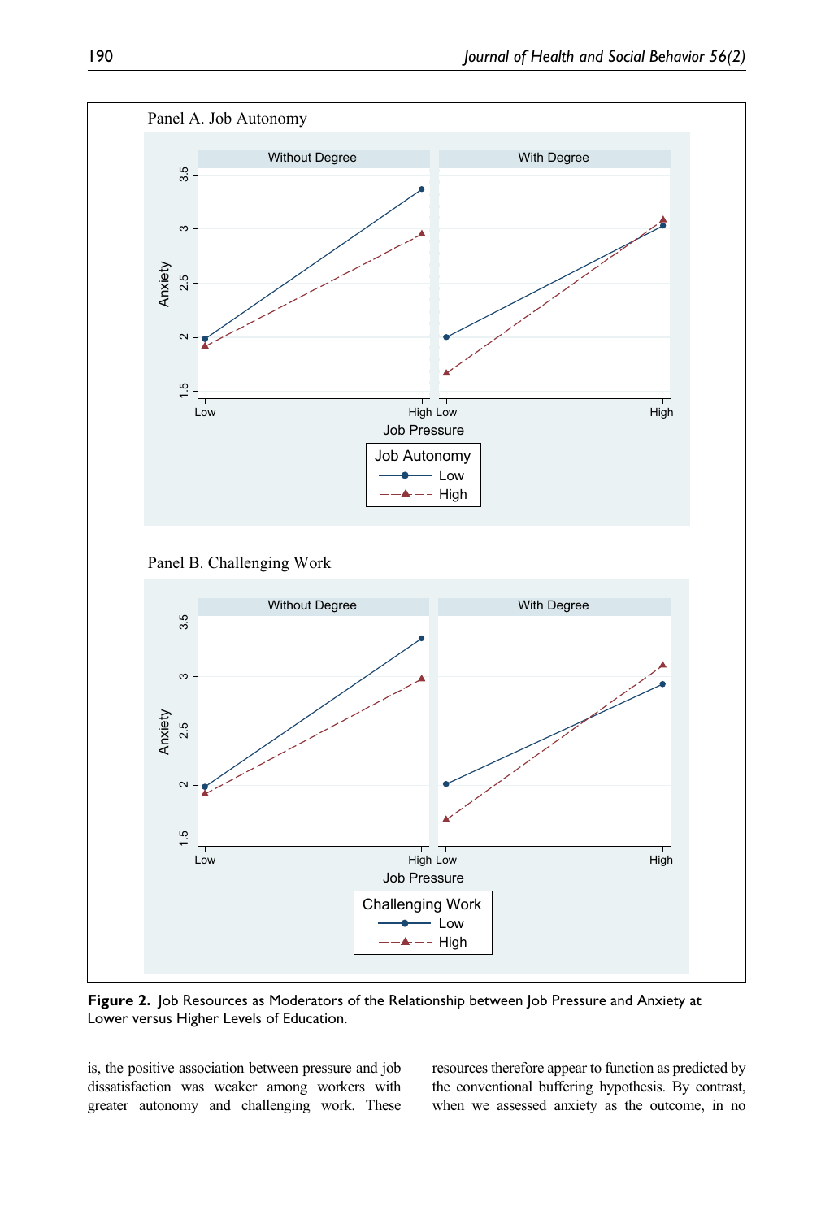**Figure 2.** Job Resources as Moderators of the Relationship between Job Pressure and Anxiety at Lower versus Higher Levels of Education.

is, the positive association between pressure and job dissatisfaction was weaker among workers with greater autonomy and challenging work. These resources therefore appear to function as predicted by the conventional buffering hypothesis. By contrast, when we assessed anxiety as the outcome, in no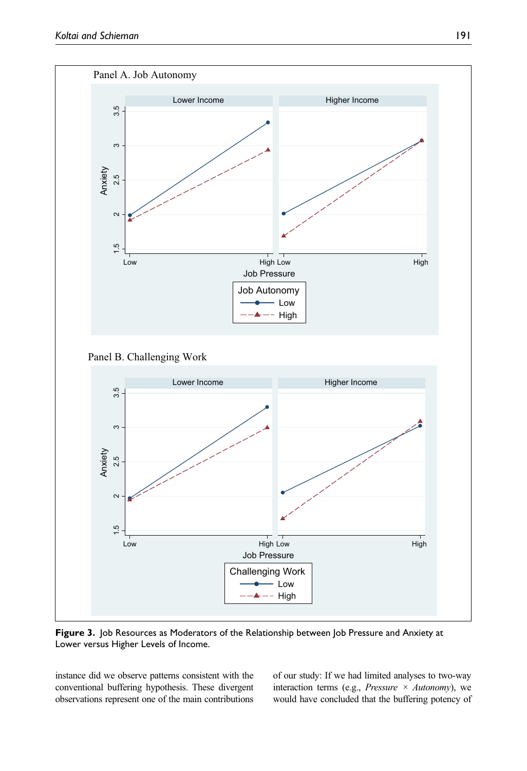**Figure 3.** Job Resources as Moderators of the Relationship between Job Pressure and Anxiety at Lower versus Higher Levels of Income.

instance did we observe patterns consistent with the conventional buffering hypothesis. These divergent observations represent one of the main contributions of our study: If we had limited analyses to two-way interaction terms (e.g., *Pressure* × *Autonomy*), we would have concluded that the buffering potency of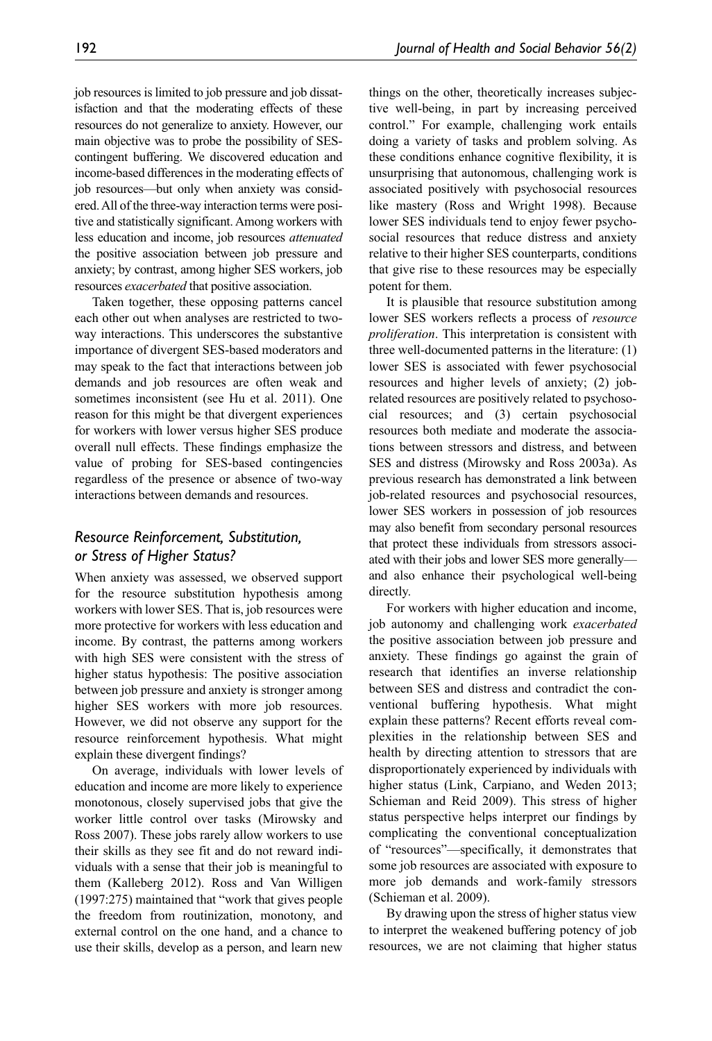job resources is limited to job pressure and job dissatisfaction and that the moderating effects of these resources do not generalize to anxiety. However, our main objective was to probe the possibility of SES-contingent buffering. We discovered education and income-based differences in the moderating effects of job resources—but only when anxiety was considered. All of the three-way interaction terms were positive and statistically significant. Among workers with less education and income, job resources *attenuated* the positive association between job pressure and anxiety; by contrast, among higher SES workers, job resources *exacerbated* that positive association.

Taken together, these opposing patterns cancel each other out when analyses are restricted to two-way interactions. This underscores the substantive importance of divergent SES-based moderators and may speak to the fact that interactions between job demands and job resources are often weak and sometimes inconsistent (see Hu et al. 2011). One reason for this might be that divergent experiences for workers with lower versus higher SES produce overall null effects. These findings emphasize the value of probing for SES-based contingencies regardless of the presence or absence of two-way interactions between demands and resources.

### *Resource Reinforcement, Substitution, or Stress of Higher Status?*

When anxiety was assessed, we observed support for the resource substitution hypothesis among workers with lower SES. That is, job resources were more protective for workers with less education and income. By contrast, the patterns among workers with high SES were consistent with the stress of higher status hypothesis: The positive association between job pressure and anxiety is stronger among higher SES workers with more job resources. However, we did not observe any support for the resource reinforcement hypothesis. What might explain these divergent findings?

On average, individuals with lower levels of education and income are more likely to experience monotonous, closely supervised jobs that give the worker little control over tasks (Mirowsky and Ross 2007). These jobs rarely allow workers to use their skills as they see fit and do not reward individuals with a sense that their job is meaningful to them (Kalleberg 2012). Ross and Van Willigen (1997:275) maintained that "work that gives people the freedom from routinization, monotony, and external control on the one hand, and a chance to use their skills, develop as a person, and learn new things on the other, theoretically increases subjective well-being, in part by increasing perceived control." For example, challenging work entails doing a variety of tasks and problem solving. As these conditions enhance cognitive flexibility, it is unsurprising that autonomous, challenging work is associated positively with psychosocial resources like mastery (Ross and Wright 1998). Because lower SES individuals tend to enjoy fewer psychosocial resources that reduce distress and anxiety relative to their higher SES counterparts, conditions that give rise to these resources may be especially potent for them.

It is plausible that resource substitution among lower SES workers reflects a process of *resource proliferation*. This interpretation is consistent with three well-documented patterns in the literature: (1) lower SES is associated with fewer psychosocial resources and higher levels of anxiety; (2) job-related resources are positively related to psychosocial resources; and (3) certain psychosocial resources both mediate and moderate the associations between stressors and distress, and between SES and distress (Mirowsky and Ross 2003a). As previous research has demonstrated a link between job-related resources and psychosocial resources, lower SES workers in possession of job resources may also benefit from secondary personal resources that protect these individuals from stressors associated with their jobs and lower SES more generally—and also enhance their psychological well-being directly.

For workers with higher education and income, job autonomy and challenging work *exacerbated* the positive association between job pressure and anxiety. These findings go against the grain of research that identifies an inverse relationship between SES and distress and contradict the conventional buffering hypothesis. What might explain these patterns? Recent efforts reveal complexities in the relationship between SES and health by directing attention to stressors that are disproportionately experienced by individuals with higher status (Link, Carpiano, and Weden 2013; Schieman and Reid 2009). This stress of higher status perspective helps interpret our findings by complicating the conventional conceptualization of "resources"—specifically, it demonstrates that some job resources are associated with exposure to more job demands and work-family stressors (Schieman et al. 2009).

By drawing upon the stress of higher status view to interpret the weakened buffering potency of job resources, we are not claiming that higher status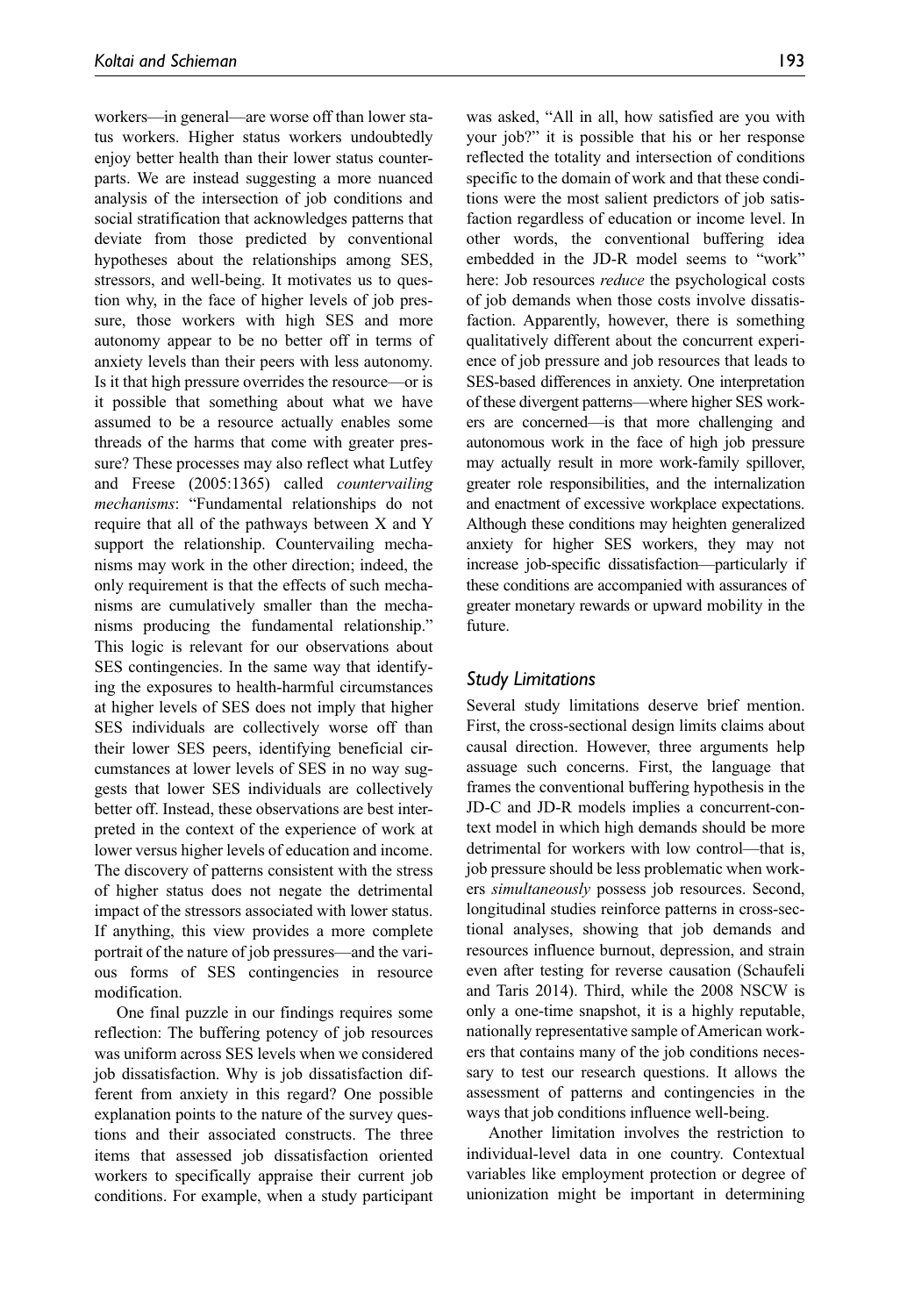workers—in general—are worse off than lower status workers. Higher status workers undoubtedly enjoy better health than their lower status counterparts. We are instead suggesting a more nuanced analysis of the intersection of job conditions and social stratification that acknowledges patterns that deviate from those predicted by conventional hypotheses about the relationships among SES, stressors, and well-being. It motivates us to question why, in the face of higher levels of job pressure, those workers with high SES and more autonomy appear to be no better off in terms of anxiety levels than their peers with less autonomy. Is it that high pressure overrides the resource—or is it possible that something about what we have assumed to be a resource actually enables some threads of the harms that come with greater pressure? These processes may also reflect what Lutfey and Freese (2005:1365) called *countervailing mechanisms*: "Fundamental relationships do not require that all of the pathways between X and Y support the relationship. Countervailing mechanisms may work in the other direction; indeed, the only requirement is that the effects of such mechanisms are cumulatively smaller than the mechanisms producing the fundamental relationship." This logic is relevant for our observations about SES contingencies. In the same way that identifying the exposures to health-harmful circumstances at higher levels of SES does not imply that higher SES individuals are collectively worse off than their lower SES peers, identifying beneficial circumstances at lower levels of SES in no way suggests that lower SES individuals are collectively better off. Instead, these observations are best interpreted in the context of the experience of work at lower versus higher levels of education and income. The discovery of patterns consistent with the stress of higher status does not negate the detrimental impact of the stressors associated with lower status. If anything, this view provides a more complete portrait of the nature of job pressures—and the various forms of SES contingencies in resource modification.

One final puzzle in our findings requires some reflection: The buffering potency of job resources was uniform across SES levels when we considered job dissatisfaction. Why is job dissatisfaction different from anxiety in this regard? One possible explanation points to the nature of the survey questions and their associated constructs. The three items that assessed job dissatisfaction oriented workers to specifically appraise their current job conditions. For example, when a study participant was asked, "All in all, how satisfied are you with your job?" it is possible that his or her response reflected the totality and intersection of conditions specific to the domain of work and that these conditions were the most salient predictors of job satisfaction regardless of education or income level. In other words, the conventional buffering idea embedded in the JD-R model seems to "work" here: Job resources *reduce* the psychological costs of job demands when those costs involve dissatisfaction. Apparently, however, there is something qualitatively different about the concurrent experience of job pressure and job resources that leads to SES-based differences in anxiety. One interpretation of these divergent patterns—where higher SES workers are concerned—is that more challenging and autonomous work in the face of high job pressure may actually result in more work-family spillover, greater role responsibilities, and the internalization and enactment of excessive workplace expectations. Although these conditions may heighten generalized anxiety for higher SES workers, they may not increase job-specific dissatisfaction—particularly if these conditions are accompanied with assurances of greater monetary rewards or upward mobility in the future.

### Study Limitations

Several study limitations deserve brief mention. First, the cross-sectional design limits claims about causal direction. However, three arguments help assuage such concerns. First, the language that frames the conventional buffering hypothesis in the JD-C and JD-R models implies a concurrent-context model in which high demands should be more detrimental for workers with low control—that is, job pressure should be less problematic when workers *simultaneously* possess job resources. Second, longitudinal studies reinforce patterns in cross-sectional analyses, showing that job demands and resources influence burnout, depression, and strain even after testing for reverse causation (Schaufeli and Taris 2014). Third, while the 2008 NSCW is only a one-time snapshot, it is a highly reputable, nationally representative sample of American workers that contains many of the job conditions necessary to test our research questions. It allows the assessment of patterns and contingencies in the ways that job conditions influence well-being.

Another limitation involves the restriction to individual-level data in one country. Contextual variables like employment protection or degree of unionization might be important in determining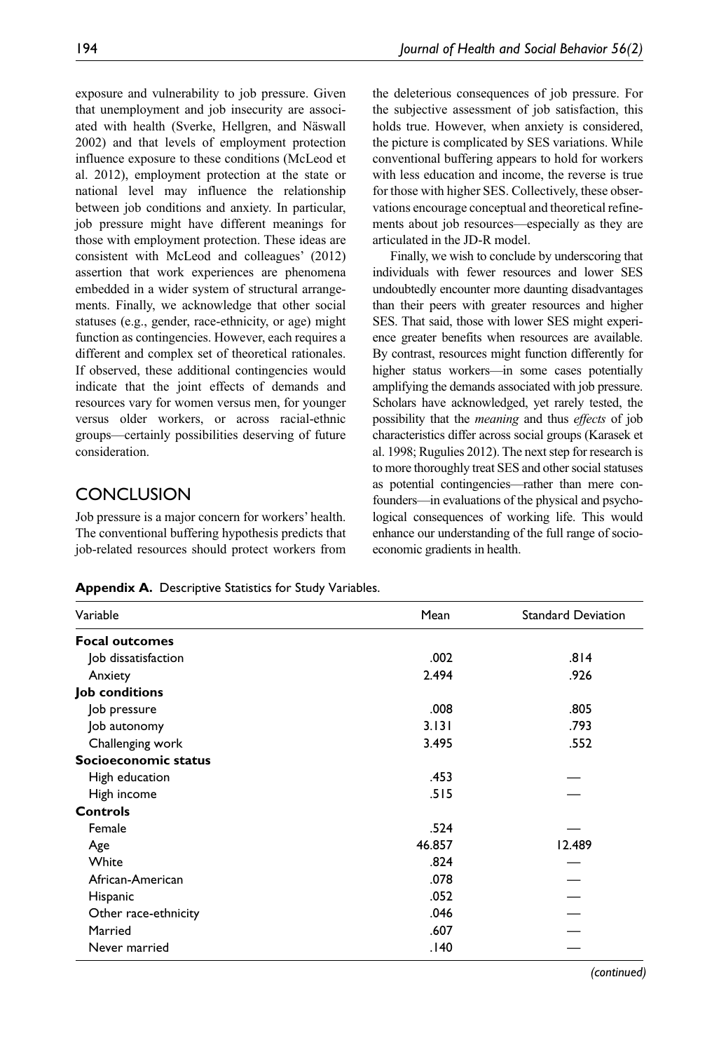exposure and vulnerability to job pressure. Given that unemployment and job insecurity are associated with health (Sverke, Hellgren, and Näswall 2002) and that levels of employment protection influence exposure to these conditions (McLeod et al. 2012), employment protection at the state or national level may influence the relationship between job conditions and anxiety. In particular, job pressure might have different meanings for those with employment protection. These ideas are consistent with McLeod and colleagues' (2012) assertion that work experiences are phenomena embedded in a wider system of structural arrangements. Finally, we acknowledge that other social statuses (e.g., gender, race-ethnicity, or age) might function as contingencies. However, each requires a different and complex set of theoretical rationales. If observed, these additional contingencies would indicate that the joint effects of demands and resources vary for women versus men, for younger versus older workers, or across racial-ethnic groups—certainly possibilities deserving of future consideration.

## CONCLUSION

Job pressure is a major concern for workers' health. The conventional buffering hypothesis predicts that job-related resources should protect workers from the deleterious consequences of job pressure. For the subjective assessment of job satisfaction, this holds true. However, when anxiety is considered, the picture is complicated by SES variations. While conventional buffering appears to hold for workers with less education and income, the reverse is true for those with higher SES. Collectively, these observations encourage conceptual and theoretical refinements about job resources—especially as they are articulated in the JD-R model.

Finally, we wish to conclude by underscoring that individuals with fewer resources and lower SES undoubtedly encounter more daunting disadvantages than their peers with greater resources and higher SES. That said, those with lower SES might experience greater benefits when resources are available. By contrast, resources might function differently for higher status workers—in some cases potentially amplifying the demands associated with job pressure. Scholars have acknowledged, yet rarely tested, the possibility that the *meaning* and thus *effects* of job characteristics differ across social groups (Karasek et al. 1998; Rugulies 2012). The next step for research is to more thoroughly treat SES and other social statuses as potential contingencies—rather than mere confounders—in evaluations of the physical and psychological consequences of working life. This would enhance our understanding of the full range of socioeconomic gradients in health.

**Appendix A.** Descriptive Statistics for Study Variables.

| Variable | Mean | Standard Deviation |
|---|---|---|
| **Focal outcomes** | | |
| Job dissatisfaction | .002 | .814 |
| Anxiety | 2.494 | .926 |
| **Job conditions** | | |
| Job pressure | .008 | .805 |
| Job autonomy | 3.131 | .793 |
| Challenging work | 3.495 | .552 |
| **Socioeconomic status** | | |
| High education | .453 | — |
| High income | .515 | — |
| **Controls** | | |
| Female | .524 | — |
| Age | 46.857 | 12.489 |
| White | .824 | — |
| African-American | .078 | — |
| Hispanic | .052 | — |
| Other race-ethnicity | .046 | — |
| Married | .607 | — |
| Never married | .140 | — |

*(continued)*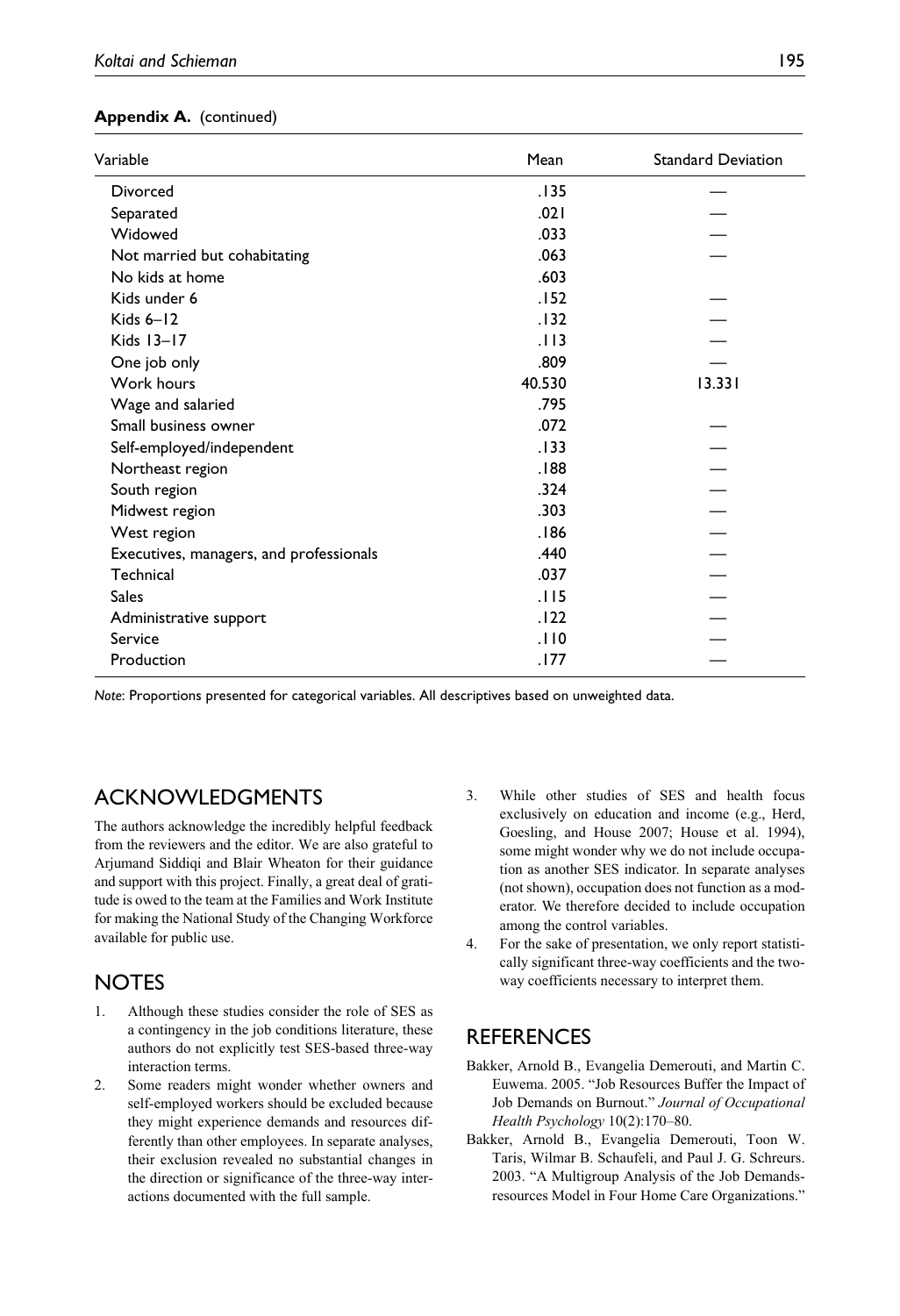**Appendix A.** (continued)

| Variable | Mean | Standard Deviation |
|---|---|---|
| Divorced | .135 | — |
| Separated | .021 | — |
| Widowed | .033 | — |
| Not married but cohabitating | .063 | — |
| No kids at home | .603 | |
| Kids under 6 | .152 | — |
| Kids 6–12 | .132 | — |
| Kids 13–17 | .113 | — |
| One job only | .809 | — |
| Work hours | 40.530 | 13.331 |
| Wage and salaried | .795 | |
| Small business owner | .072 | — |
| Self-employed/independent | .133 | — |
| Northeast region | .188 | — |
| South region | .324 | — |
| Midwest region | .303 | — |
| West region | .186 | — |
| Executives, managers, and professionals | .440 | — |
| Technical | .037 | — |
| Sales | .115 | — |
| Administrative support | .122 | — |
| Service | .110 | — |
| Production | .177 | — |

*Note*: Proportions presented for categorical variables. All descriptives based on unweighted data.

## ACKNOWLEDGMENTS

The authors acknowledge the incredibly helpful feedback from the reviewers and the editor. We are also grateful to Arjumand Siddiqi and Blair Wheaton for their guidance and support with this project. Finally, a great deal of gratitude is owed to the team at the Families and Work Institute for making the National Study of the Changing Workforce available for public use.

## NOTES

1. Although these studies consider the role of SES as a contingency in the job conditions literature, these authors do not explicitly test SES-based three-way interaction terms.
2. Some readers might wonder whether owners and self-employed workers should be excluded because they might experience demands and resources differently than other employees. In separate analyses, their exclusion revealed no substantial changes in the direction or significance of the three-way interactions documented with the full sample.
3. While other studies of SES and health focus exclusively on education and income (e.g., Herd, Goesling, and House 2007; House et al. 1994), some might wonder why we do not include occupation as another SES indicator. In separate analyses (not shown), occupation does not function as a moderator. We therefore decided to include occupation among the control variables.
4. For the sake of presentation, we only report statistically significant three-way coefficients and the two-way coefficients necessary to interpret them.

## REFERENCES

Bakker, Arnold B., Evangelia Demerouti, and Martin C. Euwema. 2005. "Job Resources Buffer the Impact of Job Demands on Burnout." *Journal of Occupational Health Psychology* 10(2):170–80.

Bakker, Arnold B., Evangelia Demerouti, Toon W. Taris, Wilmar B. Schaufeli, and Paul J. G. Schreurs. 2003. "A Multigroup Analysis of the Job Demands-resources Model in Four Home Care Organizations."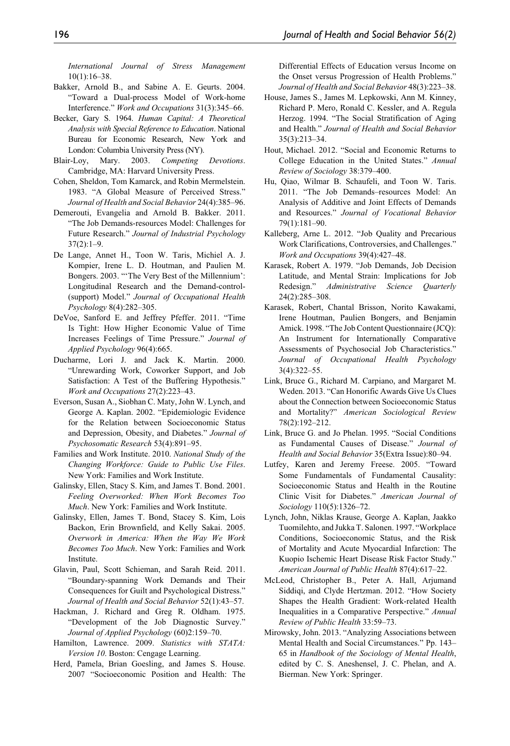*International Journal of Stress Management* 10(1):16–38.

Bakker, Arnold B., and Sabine A. E. Geurts. 2004. "Toward a Dual-process Model of Work-home Interference." *Work and Occupations* 31(3):345–66.

Becker, Gary S. 1964. *Human Capital: A Theoretical Analysis with Special Reference to Education*. National Bureau for Economic Research, New York and London: Columbia University Press (NY).

Blair-Loy, Mary. 2003. *Competing Devotions*. Cambridge, MA: Harvard University Press.

Cohen, Sheldon, Tom Kamarck, and Robin Mermelstein. 1983. "A Global Measure of Perceived Stress." *Journal of Health and Social Behavior* 24(4):385–96.

Demerouti, Evangelia and Arnold B. Bakker. 2011. "The Job Demands-resources Model: Challenges for Future Research." *Journal of Industrial Psychology* 37(2):1–9.

De Lange, Annet H., Toon W. Taris, Michiel A. J. Kompier, Irene L. D. Houtman, and Paulien M. Bongers. 2003. "'The Very Best of the Millennium': Longitudinal Research and the Demand-control-(support) Model." *Journal of Occupational Health Psychology* 8(4):282–305.

DeVoe, Sanford E. and Jeffrey Pfeffer. 2011. "Time Is Tight: How Higher Economic Value of Time Increases Feelings of Time Pressure." *Journal of Applied Psychology* 96(4):665.

Ducharme, Lori J. and Jack K. Martin. 2000. "Unrewarding Work, Coworker Support, and Job Satisfaction: A Test of the Buffering Hypothesis." *Work and Occupations* 27(2):223–43.

Everson, Susan A., Siobhan C. Maty, John W. Lynch, and George A. Kaplan. 2002. "Epidemiologic Evidence for the Relation between Socioeconomic Status and Depression, Obesity, and Diabetes." *Journal of Psychosomatic Research* 53(4):891–95.

Families and Work Institute. 2010. *National Study of the Changing Workforce: Guide to Public Use Files*. New York: Families and Work Institute.

Galinsky, Ellen, Stacy S. Kim, and James T. Bond. 2001. *Feeling Overworked: When Work Becomes Too Much*. New York: Families and Work Institute.

Galinsky, Ellen, James T. Bond, Stacey S. Kim, Lois Backon, Erin Brownfield, and Kelly Sakai. 2005. *Overwork in America: When the Way We Work Becomes Too Much*. New York: Families and Work Institute.

Glavin, Paul, Scott Schieman, and Sarah Reid. 2011. "Boundary-spanning Work Demands and Their Consequences for Guilt and Psychological Distress." *Journal of Health and Social Behavior* 52(1):43–57.

Hackman, J. Richard and Greg R. Oldham. 1975. "Development of the Job Diagnostic Survey." *Journal of Applied Psychology* (60)2:159–70.

Hamilton, Lawrence. 2009. *Statistics with STATA: Version 10*. Boston: Cengage Learning.

Herd, Pamela, Brian Goesling, and James S. House. 2007 "Socioeconomic Position and Health: The Differential Effects of Education versus Income on the Onset versus Progression of Health Problems." *Journal of Health and Social Behavior* 48(3):223–38.

House, James S., James M. Lepkowski, Ann M. Kinney, Richard P. Mero, Ronald C. Kessler, and A. Regula Herzog. 1994. "The Social Stratification of Aging and Health." *Journal of Health and Social Behavior* 35(3):213–34.

Hout, Michael. 2012. "Social and Economic Returns to College Education in the United States." *Annual Review of Sociology* 38:379–400.

Hu, Qiao, Wilmar B. Schaufeli, and Toon W. Taris. 2011. "The Job Demands–resources Model: An Analysis of Additive and Joint Effects of Demands and Resources." *Journal of Vocational Behavior* 79(1):181–90.

Kalleberg, Arne L. 2012. "Job Quality and Precarious Work Clarifications, Controversies, and Challenges." *Work and Occupations* 39(4):427–48.

Karasek, Robert A. 1979. "Job Demands, Job Decision Latitude, and Mental Strain: Implications for Job Redesign." *Administrative Science Quarterly* 24(2):285–308.

Karasek, Robert, Chantal Brisson, Norito Kawakami, Irene Houtman, Paulien Bongers, and Benjamin Amick. 1998. "The Job Content Questionnaire (JCQ): An Instrument for Internationally Comparative Assessments of Psychosocial Job Characteristics." *Journal of Occupational Health Psychology* 3(4):322–55.

Link, Bruce G., Richard M. Carpiano, and Margaret M. Weden. 2013. "Can Honorific Awards Give Us Clues about the Connection between Socioeconomic Status and Mortality?" *American Sociological Review* 78(2):192–212.

Link, Bruce G. and Jo Phelan. 1995. "Social Conditions as Fundamental Causes of Disease." *Journal of Health and Social Behavior* 35(Extra Issue):80–94.

Lutfey, Karen and Jeremy Freese. 2005. "Toward Some Fundamentals of Fundamental Causality: Socioeconomic Status and Health in the Routine Clinic Visit for Diabetes." *American Journal of Sociology* 110(5):1326–72.

Lynch, John, Niklas Krause, George A. Kaplan, Jaakko Tuomilehto, and Jukka T. Salonen. 1997. "Workplace Conditions, Socioeconomic Status, and the Risk of Mortality and Acute Myocardial Infarction: The Kuopio Ischemic Heart Disease Risk Factor Study." *American Journal of Public Health* 87(4):617–22.

McLeod, Christopher B., Peter A. Hall, Arjumand Siddiqi, and Clyde Hertzman. 2012. "How Society Shapes the Health Gradient: Work-related Health Inequalities in a Comparative Perspective." *Annual Review of Public Health* 33:59–73.

Mirowsky, John. 2013. "Analyzing Associations between Mental Health and Social Circumstances." Pp. 143–65 in *Handbook of the Sociology of Mental Health*, edited by C. S. Aneshensel, J. C. Phelan, and A. Bierman. New York: Springer.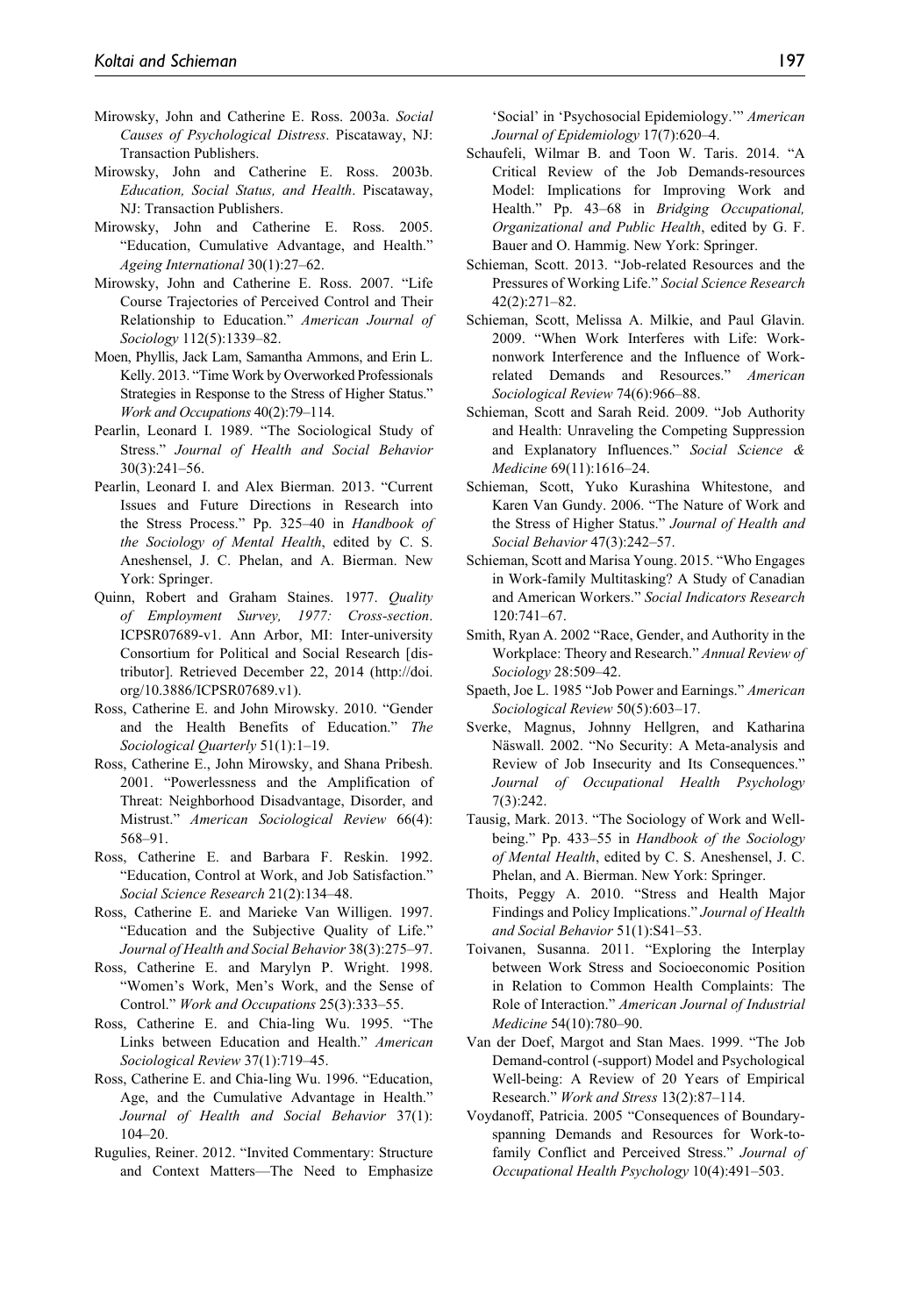Mirowsky, John and Catherine E. Ross. 2003a. *Social Causes of Psychological Distress*. Piscataway, NJ: Transaction Publishers.

Mirowsky, John and Catherine E. Ross. 2003b. *Education, Social Status, and Health*. Piscataway, NJ: Transaction Publishers.

Mirowsky, John and Catherine E. Ross. 2005. "Education, Cumulative Advantage, and Health." *Ageing International* 30(1):27–62.

Mirowsky, John and Catherine E. Ross. 2007. "Life Course Trajectories of Perceived Control and Their Relationship to Education." *American Journal of Sociology* 112(5):1339–82.

Moen, Phyllis, Jack Lam, Samantha Ammons, and Erin L. Kelly. 2013. "Time Work by Overworked Professionals Strategies in Response to the Stress of Higher Status." *Work and Occupations* 40(2):79–114.

Pearlin, Leonard I. 1989. "The Sociological Study of Stress." *Journal of Health and Social Behavior* 30(3):241–56.

Pearlin, Leonard I. and Alex Bierman. 2013. "Current Issues and Future Directions in Research into the Stress Process." Pp. 325–40 in *Handbook of the Sociology of Mental Health*, edited by C. S. Aneshensel, J. C. Phelan, and A. Bierman. New York: Springer.

Quinn, Robert and Graham Staines. 1977. *Quality of Employment Survey, 1977: Cross-section*. ICPSR07689-v1. Ann Arbor, MI: Inter-university Consortium for Political and Social Research [distributor]. Retrieved December 22, 2014 (http://doi.org/10.3886/ICPSR07689.v1).

Ross, Catherine E. and John Mirowsky. 2010. "Gender and the Health Benefits of Education." *The Sociological Quarterly* 51(1):1–19.

Ross, Catherine E., John Mirowsky, and Shana Pribesh. 2001. "Powerlessness and the Amplification of Threat: Neighborhood Disadvantage, Disorder, and Mistrust." *American Sociological Review* 66(4): 568–91.

Ross, Catherine E. and Barbara F. Reskin. 1992. "Education, Control at Work, and Job Satisfaction." *Social Science Research* 21(2):134–48.

Ross, Catherine E. and Marieke Van Willigen. 1997. "Education and the Subjective Quality of Life." *Journal of Health and Social Behavior* 38(3):275–97.

Ross, Catherine E. and Marylyn P. Wright. 1998. "Women's Work, Men's Work, and the Sense of Control." *Work and Occupations* 25(3):333–55.

Ross, Catherine E. and Chia-ling Wu. 1995. "The Links between Education and Health." *American Sociological Review* 37(1):719–45.

Ross, Catherine E. and Chia-ling Wu. 1996. "Education, Age, and the Cumulative Advantage in Health." *Journal of Health and Social Behavior* 37(1): 104–20.

Rugulies, Reiner. 2012. "Invited Commentary: Structure and Context Matters—The Need to Emphasize 'Social' in 'Psychosocial Epidemiology.'" *American Journal of Epidemiology* 17(7):620–4.

Schaufeli, Wilmar B. and Toon W. Taris. 2014. "A Critical Review of the Job Demands-resources Model: Implications for Improving Work and Health." Pp. 43–68 in *Bridging Occupational, Organizational and Public Health*, edited by G. F. Bauer and O. Hammig. New York: Springer.

Schieman, Scott. 2013. "Job-related Resources and the Pressures of Working Life." *Social Science Research* 42(2):271–82.

Schieman, Scott, Melissa A. Milkie, and Paul Glavin. 2009. "When Work Interferes with Life: Work-nonwork Interference and the Influence of Work-related Demands and Resources." *American Sociological Review* 74(6):966–88.

Schieman, Scott and Sarah Reid. 2009. "Job Authority and Health: Unraveling the Competing Suppression and Explanatory Influences." *Social Science & Medicine* 69(11):1616–24.

Schieman, Scott, Yuko Kurashina Whitestone, and Karen Van Gundy. 2006. "The Nature of Work and the Stress of Higher Status." *Journal of Health and Social Behavior* 47(3):242–57.

Schieman, Scott and Marisa Young. 2015. "Who Engages in Work-family Multitasking? A Study of Canadian and American Workers." *Social Indicators Research* 120:741–67.

Smith, Ryan A. 2002 "Race, Gender, and Authority in the Workplace: Theory and Research." *Annual Review of Sociology* 28:509–42.

Spaeth, Joe L. 1985 "Job Power and Earnings." *American Sociological Review* 50(5):603–17.

Sverke, Magnus, Johnny Hellgren, and Katharina Näswall. 2002. "No Security: A Meta-analysis and Review of Job Insecurity and Its Consequences." *Journal of Occupational Health Psychology* 7(3):242.

Tausig, Mark. 2013. "The Sociology of Work and Well-being." Pp. 433–55 in *Handbook of the Sociology of Mental Health*, edited by C. S. Aneshensel, J. C. Phelan, and A. Bierman. New York: Springer.

Thoits, Peggy A. 2010. "Stress and Health Major Findings and Policy Implications." *Journal of Health and Social Behavior* 51(1):S41–53.

Toivanen, Susanna. 2011. "Exploring the Interplay between Work Stress and Socioeconomic Position in Relation to Common Health Complaints: The Role of Interaction." *American Journal of Industrial Medicine* 54(10):780–90.

Van der Doef, Margot and Stan Maes. 1999. "The Job Demand-control (-support) Model and Psychological Well-being: A Review of 20 Years of Empirical Research." *Work and Stress* 13(2):87–114.

Voydanoff, Patricia. 2005 "Consequences of Boundary-spanning Demands and Resources for Work-to-family Conflict and Perceived Stress." *Journal of Occupational Health Psychology* 10(4):491–503.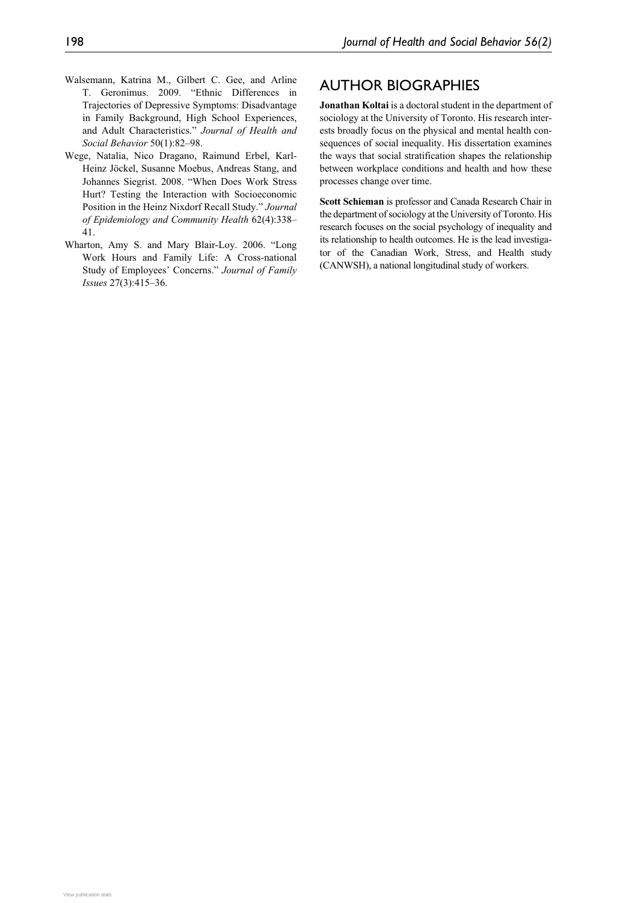Walsemann, Katrina M., Gilbert C. Gee, and Arline T. Geronimus. 2009. "Ethnic Differences in Trajectories of Depressive Symptoms: Disadvantage in Family Background, High School Experiences, and Adult Characteristics." *Journal of Health and Social Behavior* 50(1):82–98.

Wege, Natalia, Nico Dragano, Raimund Erbel, Karl-Heinz Jöckel, Susanne Moebus, Andreas Stang, and Johannes Siegrist. 2008. "When Does Work Stress Hurt? Testing the Interaction with Socioeconomic Position in the Heinz Nixdorf Recall Study." *Journal of Epidemiology and Community Health* 62(4):338–41.

Wharton, Amy S. and Mary Blair-Loy. 2006. "Long Work Hours and Family Life: A Cross-national Study of Employees' Concerns." *Journal of Family Issues* 27(3):415–36.

## AUTHOR BIOGRAPHIES

**Jonathan Koltai** is a doctoral student in the department of sociology at the University of Toronto. His research interests broadly focus on the physical and mental health consequences of social inequality. His dissertation examines the ways that social stratification shapes the relationship between workplace conditions and health and how these processes change over time.

**Scott Schieman** is professor and Canada Research Chair in the department of sociology at the University of Toronto. His research focuses on the social psychology of inequality and its relationship to health outcomes. He is the lead investigator of the Canadian Work, Stress, and Health study (CANWSH), a national longitudinal study of workers.